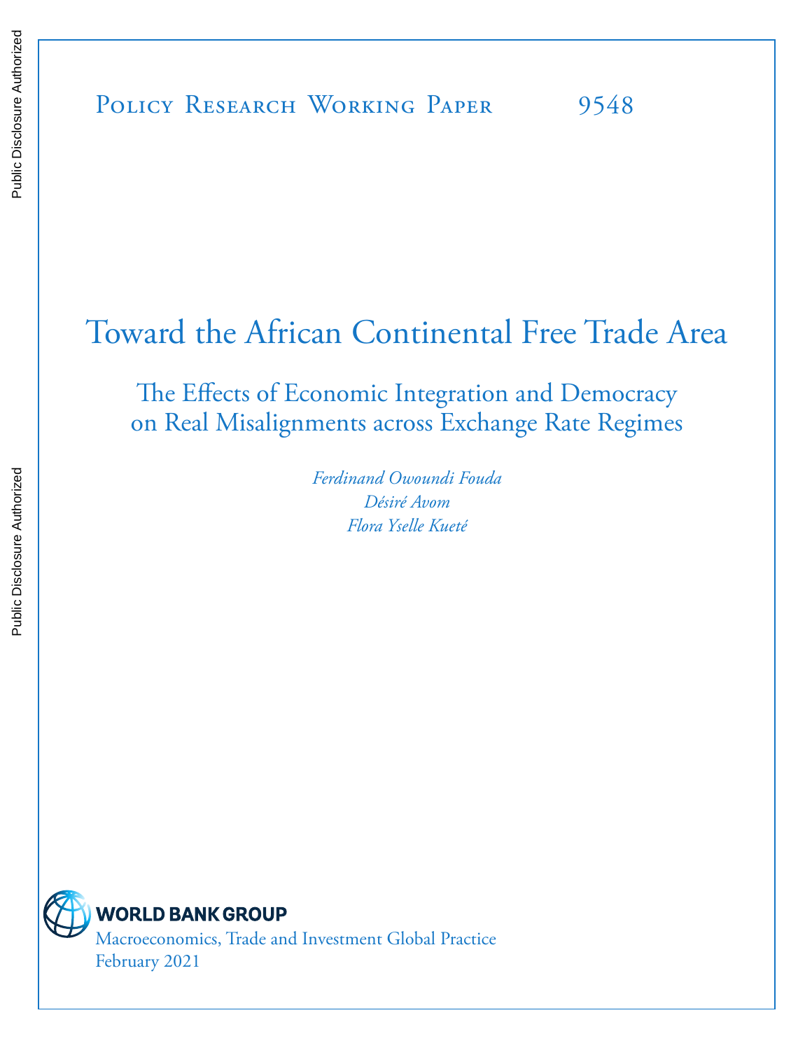Policy Research Working Paper 9548

# Toward the African Continental Free Trade Area

## The Effects of Economic Integration and Democracy on Real Misalignments across Exchange Rate Regimes

*Ferdinand Owoundi Fouda*
*Désiré Avom*
*Flora Yselle Kueté*

WORLD BANK GROUP

Macroeconomics, Trade and Investment Global Practice
February 2021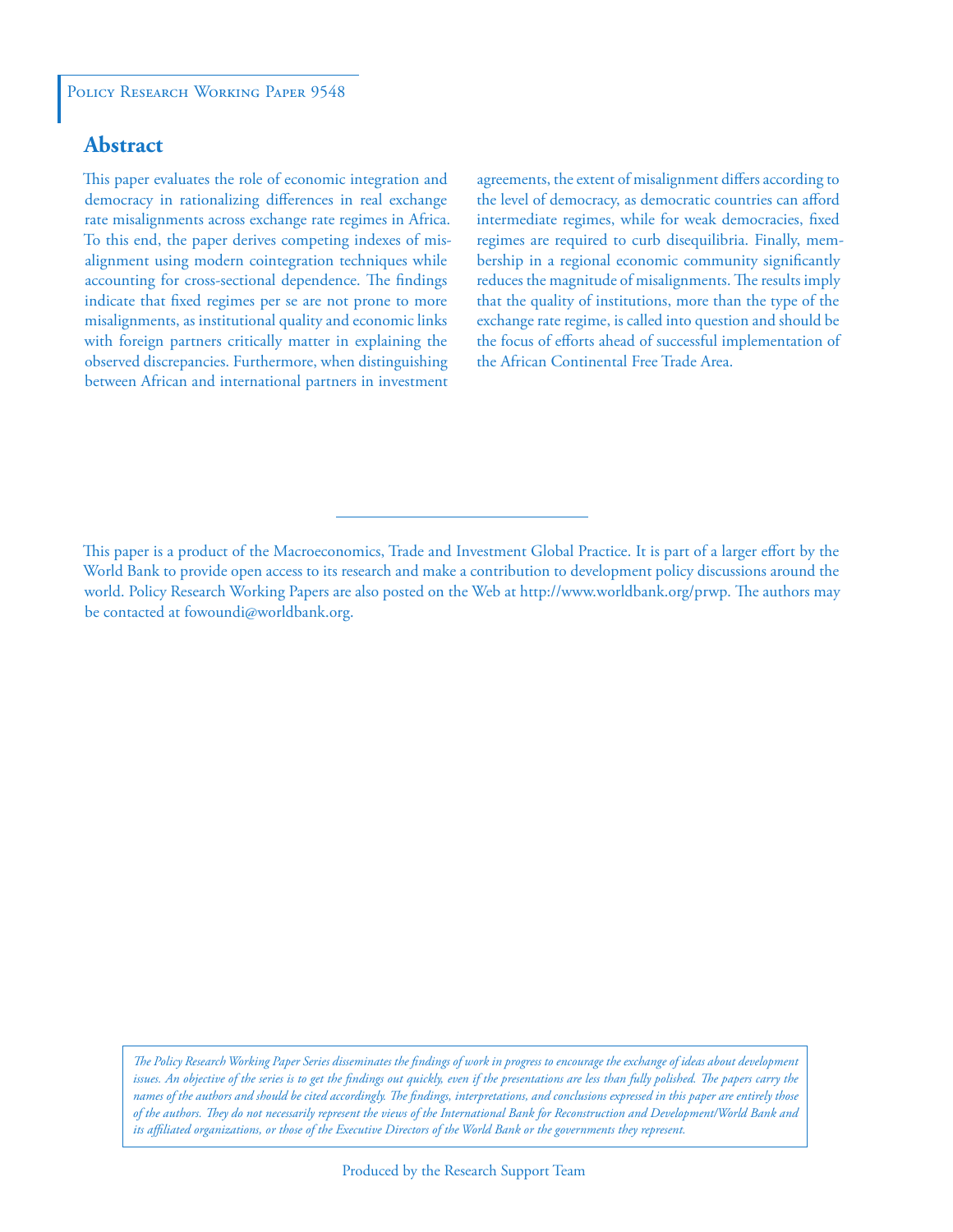Policy Research Working Paper 9548

## Abstract

This paper evaluates the role of economic integration and democracy in rationalizing differences in real exchange rate misalignments across exchange rate regimes in Africa. To this end, the paper derives competing indexes of misalignment using modern cointegration techniques while accounting for cross-sectional dependence. The findings indicate that fixed regimes per se are not prone to more misalignments, as institutional quality and economic links with foreign partners critically matter in explaining the observed discrepancies. Furthermore, when distinguishing between African and international partners in investment agreements, the extent of misalignment differs according to the level of democracy, as democratic countries can afford intermediate regimes, while for weak democracies, fixed regimes are required to curb disequilibria. Finally, membership in a regional economic community significantly reduces the magnitude of misalignments. The results imply that the quality of institutions, more than the type of the exchange rate regime, is called into question and should be the focus of efforts ahead of successful implementation of the African Continental Free Trade Area.

---

This paper is a product of the Macroeconomics, Trade and Investment Global Practice. It is part of a larger effort by the World Bank to provide open access to its research and make a contribution to development policy discussions around the world. Policy Research Working Papers are also posted on the Web at http://www.worldbank.org/prwp. The authors may be contacted at fowoundi@worldbank.org.

*The Policy Research Working Paper Series disseminates the findings of work in progress to encourage the exchange of ideas about development issues. An objective of the series is to get the findings out quickly, even if the presentations are less than fully polished. The papers carry the names of the authors and should be cited accordingly. The findings, interpretations, and conclusions expressed in this paper are entirely those of the authors. They do not necessarily represent the views of the International Bank for Reconstruction and Development/World Bank and its affiliated organizations, or those of the Executive Directors of the World Bank or the governments they represent.*

Produced by the Research Support Team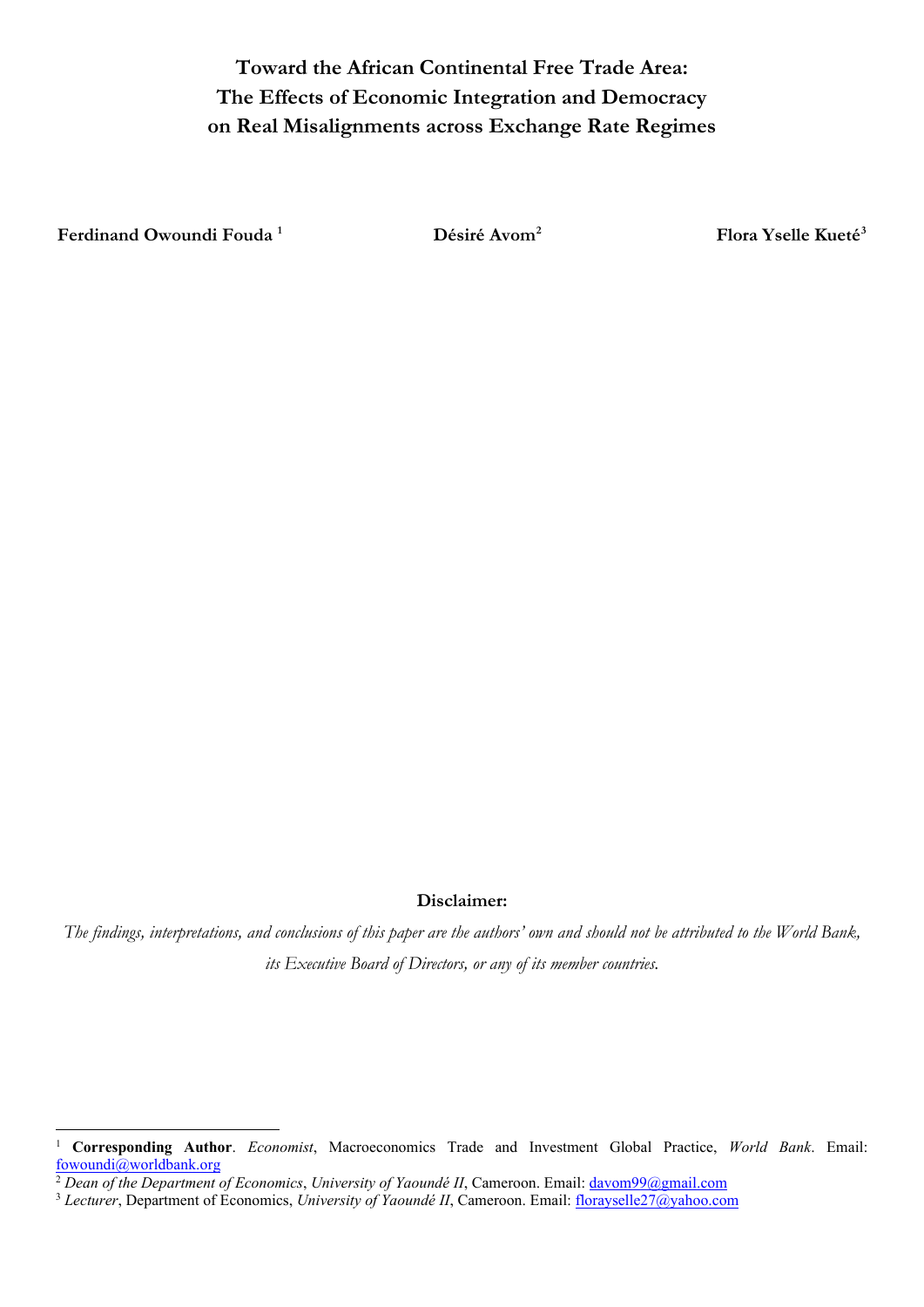# Toward the African Continental Free Trade Area: The Effects of Economic Integration and Democracy on Real Misalignments across Exchange Rate Regimes

**Ferdinand Owoundi Fouda** [1] **Désiré Avom**[2] **Flora Yselle Kueté**[3]

**Disclaimer:**

*The findings, interpretations, and conclusions of this paper are the authors' own and should not be attributed to the World Bank, its Executive Board of Directors, or any of its member countries.*

---

[1] **Corresponding Author**. *Economist*, Macroeconomics Trade and Investment Global Practice, *World Bank*. Email: fowoundi@worldbank.org

[2] *Dean of the Department of Economics*, *University of Yaoundé II*, Cameroon. Email: davom99@gmail.com

[3] *Lecturer*, Department of Economics, *University of Yaoundé II*, Cameroon. Email: florayselle27@yahoo.com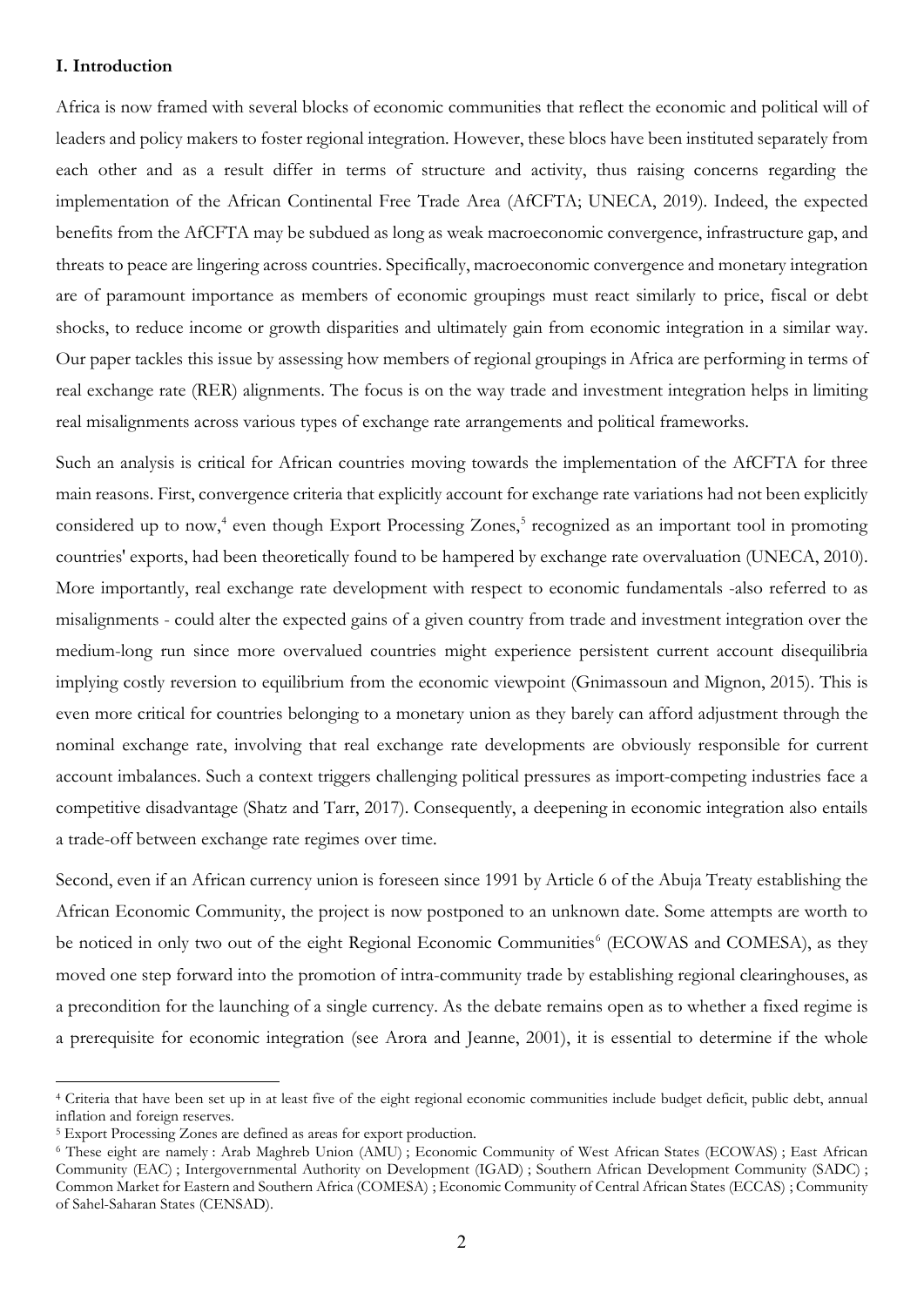## I. Introduction

Africa is now framed with several blocks of economic communities that reflect the economic and political will of leaders and policy makers to foster regional integration. However, these blocs have been instituted separately from each other and as a result differ in terms of structure and activity, thus raising concerns regarding the implementation of the African Continental Free Trade Area (AfCFTA; UNECA, 2019). Indeed, the expected benefits from the AfCFTA may be subdued as long as weak macroeconomic convergence, infrastructure gap, and threats to peace are lingering across countries. Specifically, macroeconomic convergence and monetary integration are of paramount importance as members of economic groupings must react similarly to price, fiscal or debt shocks, to reduce income or growth disparities and ultimately gain from economic integration in a similar way. Our paper tackles this issue by assessing how members of regional groupings in Africa are performing in terms of real exchange rate (RER) alignments. The focus is on the way trade and investment integration helps in limiting real misalignments across various types of exchange rate arrangements and political frameworks.

Such an analysis is critical for African countries moving towards the implementation of the AfCFTA for three main reasons. First, convergence criteria that explicitly account for exchange rate variations had not been explicitly considered up to now,[4] even though Export Processing Zones,[5] recognized as an important tool in promoting countries' exports, had been theoretically found to be hampered by exchange rate overvaluation (UNECA, 2010). More importantly, real exchange rate development with respect to economic fundamentals -also referred to as misalignments - could alter the expected gains of a given country from trade and investment integration over the medium-long run since more overvalued countries might experience persistent current account disequilibria implying costly reversion to equilibrium from the economic viewpoint (Gnimassoun and Mignon, 2015). This is even more critical for countries belonging to a monetary union as they barely can afford adjustment through the nominal exchange rate, involving that real exchange rate developments are obviously responsible for current account imbalances. Such a context triggers challenging political pressures as import-competing industries face a competitive disadvantage (Shatz and Tarr, 2017). Consequently, a deepening in economic integration also entails a trade-off between exchange rate regimes over time.

Second, even if an African currency union is foreseen since 1991 by Article 6 of the Abuja Treaty establishing the African Economic Community, the project is now postponed to an unknown date. Some attempts are worth to be noticed in only two out of the eight Regional Economic Communities[6] (ECOWAS and COMESA), as they moved one step forward into the promotion of intra-community trade by establishing regional clearinghouses, as a precondition for the launching of a single currency. As the debate remains open as to whether a fixed regime is a prerequisite for economic integration (see Arora and Jeanne, 2001), it is essential to determine if the whole

---

[4] Criteria that have been set up in at least five of the eight regional economic communities include budget deficit, public debt, annual inflation and foreign reserves.

[5] Export Processing Zones are defined as areas for export production.

[6] These eight are namely : Arab Maghreb Union (AMU) ; Economic Community of West African States (ECOWAS) ; East African Community (EAC) ; Intergovernmental Authority on Development (IGAD) ; Southern African Development Community (SADC) ; Common Market for Eastern and Southern Africa (COMESA) ; Economic Community of Central African States (ECCAS) ; Community of Sahel-Saharan States (CENSAD).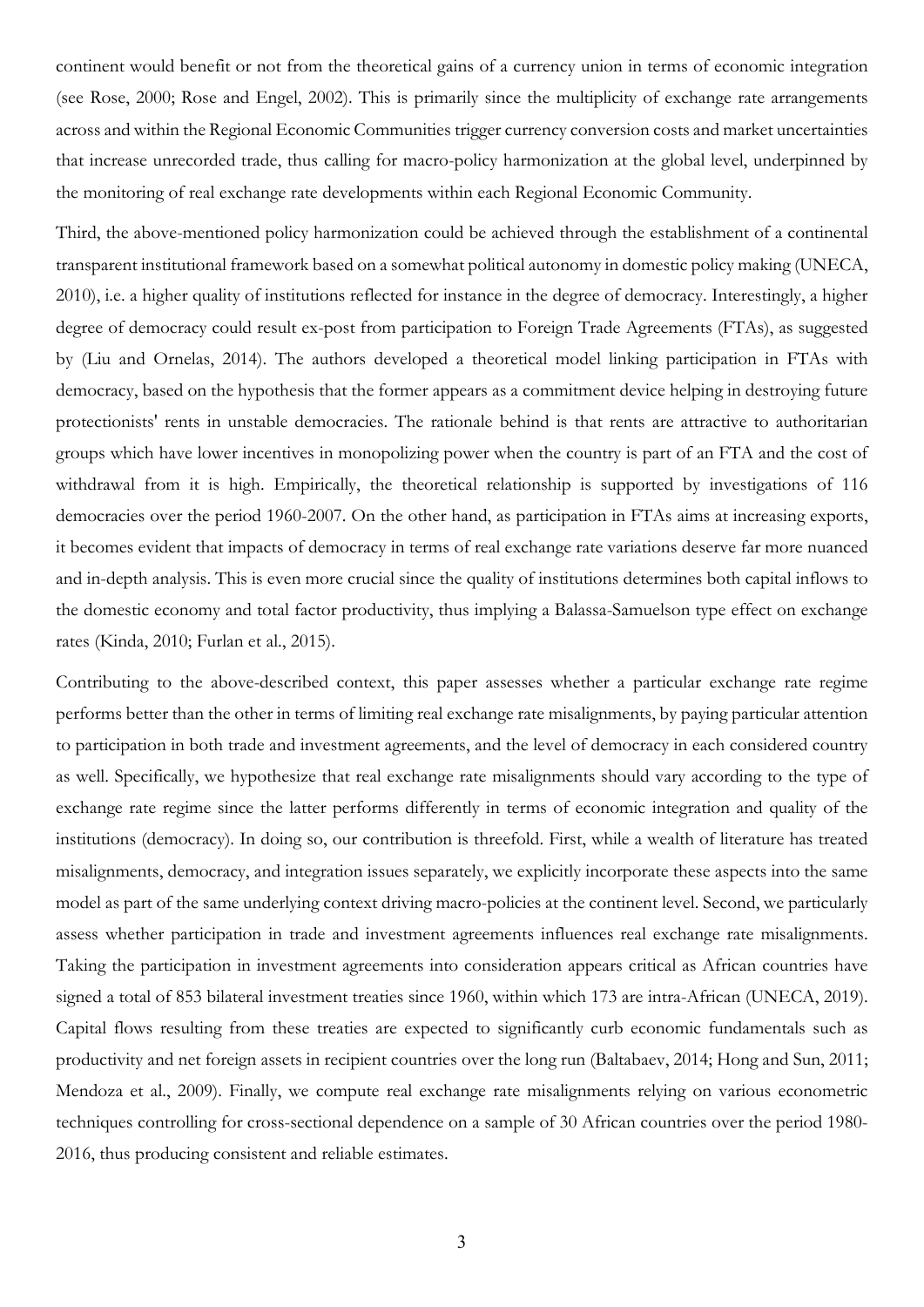continent would benefit or not from the theoretical gains of a currency union in terms of economic integration (see Rose, 2000; Rose and Engel, 2002). This is primarily since the multiplicity of exchange rate arrangements across and within the Regional Economic Communities trigger currency conversion costs and market uncertainties that increase unrecorded trade, thus calling for macro-policy harmonization at the global level, underpinned by the monitoring of real exchange rate developments within each Regional Economic Community.

Third, the above-mentioned policy harmonization could be achieved through the establishment of a continental transparent institutional framework based on a somewhat political autonomy in domestic policy making (UNECA, 2010), i.e. a higher quality of institutions reflected for instance in the degree of democracy. Interestingly, a higher degree of democracy could result ex-post from participation to Foreign Trade Agreements (FTAs), as suggested by (Liu and Ornelas, 2014). The authors developed a theoretical model linking participation in FTAs with democracy, based on the hypothesis that the former appears as a commitment device helping in destroying future protectionists' rents in unstable democracies. The rationale behind is that rents are attractive to authoritarian groups which have lower incentives in monopolizing power when the country is part of an FTA and the cost of withdrawal from it is high. Empirically, the theoretical relationship is supported by investigations of 116 democracies over the period 1960-2007. On the other hand, as participation in FTAs aims at increasing exports, it becomes evident that impacts of democracy in terms of real exchange rate variations deserve far more nuanced and in-depth analysis. This is even more crucial since the quality of institutions determines both capital inflows to the domestic economy and total factor productivity, thus implying a Balassa-Samuelson type effect on exchange rates (Kinda, 2010; Furlan et al., 2015).

Contributing to the above-described context, this paper assesses whether a particular exchange rate regime performs better than the other in terms of limiting real exchange rate misalignments, by paying particular attention to participation in both trade and investment agreements, and the level of democracy in each considered country as well. Specifically, we hypothesize that real exchange rate misalignments should vary according to the type of exchange rate regime since the latter performs differently in terms of economic integration and quality of the institutions (democracy). In doing so, our contribution is threefold. First, while a wealth of literature has treated misalignments, democracy, and integration issues separately, we explicitly incorporate these aspects into the same model as part of the same underlying context driving macro-policies at the continent level. Second, we particularly assess whether participation in trade and investment agreements influences real exchange rate misalignments. Taking the participation in investment agreements into consideration appears critical as African countries have signed a total of 853 bilateral investment treaties since 1960, within which 173 are intra-African (UNECA, 2019). Capital flows resulting from these treaties are expected to significantly curb economic fundamentals such as productivity and net foreign assets in recipient countries over the long run (Baltabaev, 2014; Hong and Sun, 2011; Mendoza et al., 2009). Finally, we compute real exchange rate misalignments relying on various econometric techniques controlling for cross-sectional dependence on a sample of 30 African countries over the period 1980-2016, thus producing consistent and reliable estimates.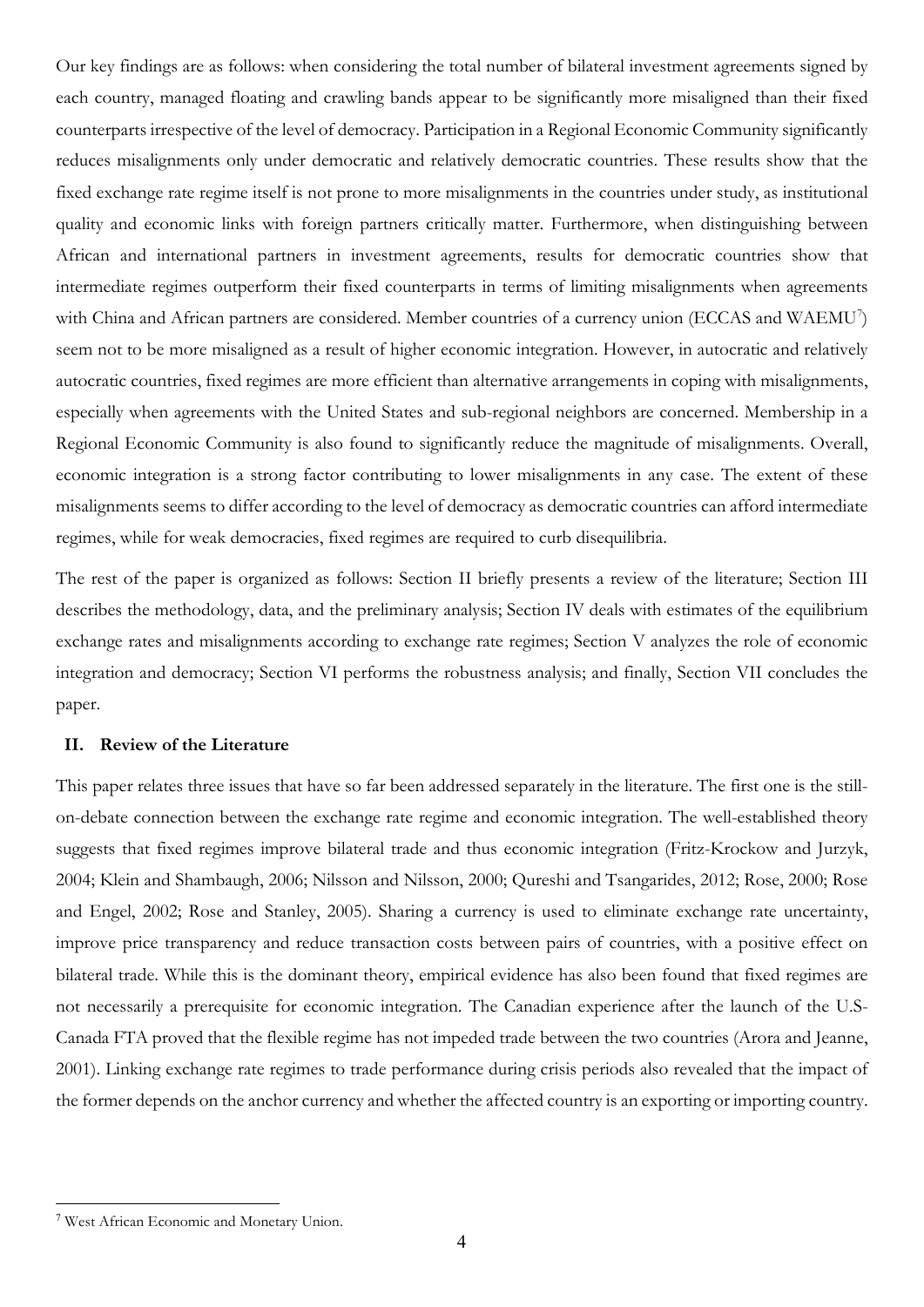Our key findings are as follows: when considering the total number of bilateral investment agreements signed by each country, managed floating and crawling bands appear to be significantly more misaligned than their fixed counterparts irrespective of the level of democracy. Participation in a Regional Economic Community significantly reduces misalignments only under democratic and relatively democratic countries. These results show that the fixed exchange rate regime itself is not prone to more misalignments in the countries under study, as institutional quality and economic links with foreign partners critically matter. Furthermore, when distinguishing between African and international partners in investment agreements, results for democratic countries show that intermediate regimes outperform their fixed counterparts in terms of limiting misalignments when agreements with China and African partners are considered. Member countries of a currency union (ECCAS and WAEMU[7]) seem not to be more misaligned as a result of higher economic integration. However, in autocratic and relatively autocratic countries, fixed regimes are more efficient than alternative arrangements in coping with misalignments, especially when agreements with the United States and sub-regional neighbors are concerned. Membership in a Regional Economic Community is also found to significantly reduce the magnitude of misalignments. Overall, economic integration is a strong factor contributing to lower misalignments in any case. The extent of these misalignments seems to differ according to the level of democracy as democratic countries can afford intermediate regimes, while for weak democracies, fixed regimes are required to curb disequilibria.

The rest of the paper is organized as follows: Section II briefly presents a review of the literature; Section III describes the methodology, data, and the preliminary analysis; Section IV deals with estimates of the equilibrium exchange rates and misalignments according to exchange rate regimes; Section V analyzes the role of economic integration and democracy; Section VI performs the robustness analysis; and finally, Section VII concludes the paper.

## II. Review of the Literature

This paper relates three issues that have so far been addressed separately in the literature. The first one is the still-on-debate connection between the exchange rate regime and economic integration. The well-established theory suggests that fixed regimes improve bilateral trade and thus economic integration (Fritz-Krockow and Jurzyk, 2004; Klein and Shambaugh, 2006; Nilsson and Nilsson, 2000; Qureshi and Tsangarides, 2012; Rose, 2000; Rose and Engel, 2002; Rose and Stanley, 2005). Sharing a currency is used to eliminate exchange rate uncertainty, improve price transparency and reduce transaction costs between pairs of countries, with a positive effect on bilateral trade. While this is the dominant theory, empirical evidence has also been found that fixed regimes are not necessarily a prerequisite for economic integration. The Canadian experience after the launch of the U.S-Canada FTA proved that the flexible regime has not impeded trade between the two countries (Arora and Jeanne, 2001). Linking exchange rate regimes to trade performance during crisis periods also revealed that the impact of the former depends on the anchor currency and whether the affected country is an exporting or importing country.

[7] West African Economic and Monetary Union.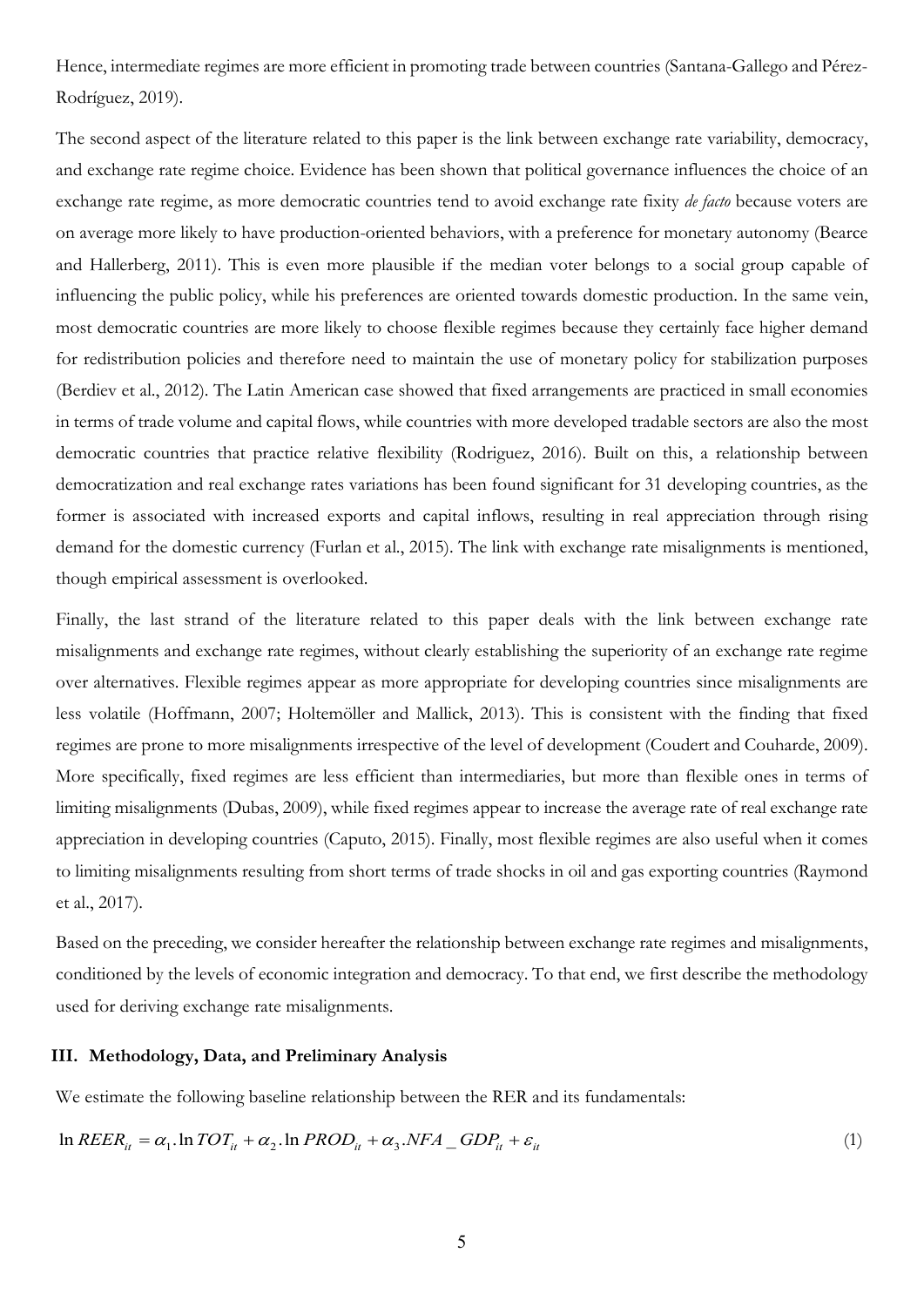Hence, intermediate regimes are more efficient in promoting trade between countries (Santana-Gallego and Pérez-Rodríguez, 2019).

The second aspect of the literature related to this paper is the link between exchange rate variability, democracy, and exchange rate regime choice. Evidence has been shown that political governance influences the choice of an exchange rate regime, as more democratic countries tend to avoid exchange rate fixity *de facto* because voters are on average more likely to have production-oriented behaviors, with a preference for monetary autonomy (Bearce and Hallerberg, 2011). This is even more plausible if the median voter belongs to a social group capable of influencing the public policy, while his preferences are oriented towards domestic production. In the same vein, most democratic countries are more likely to choose flexible regimes because they certainly face higher demand for redistribution policies and therefore need to maintain the use of monetary policy for stabilization purposes (Berdiev et al., 2012). The Latin American case showed that fixed arrangements are practiced in small economies in terms of trade volume and capital flows, while countries with more developed tradable sectors are also the most democratic countries that practice relative flexibility (Rodriguez, 2016). Built on this, a relationship between democratization and real exchange rates variations has been found significant for 31 developing countries, as the former is associated with increased exports and capital inflows, resulting in real appreciation through rising demand for the domestic currency (Furlan et al., 2015). The link with exchange rate misalignments is mentioned, though empirical assessment is overlooked.

Finally, the last strand of the literature related to this paper deals with the link between exchange rate misalignments and exchange rate regimes, without clearly establishing the superiority of an exchange rate regime over alternatives. Flexible regimes appear as more appropriate for developing countries since misalignments are less volatile (Hoffmann, 2007; Holtemöller and Mallick, 2013). This is consistent with the finding that fixed regimes are prone to more misalignments irrespective of the level of development (Coudert and Couharde, 2009). More specifically, fixed regimes are less efficient than intermediaries, but more than flexible ones in terms of limiting misalignments (Dubas, 2009), while fixed regimes appear to increase the average rate of real exchange rate appreciation in developing countries (Caputo, 2015). Finally, most flexible regimes are also useful when it comes to limiting misalignments resulting from short terms of trade shocks in oil and gas exporting countries (Raymond et al., 2017).

Based on the preceding, we consider hereafter the relationship between exchange rate regimes and misalignments, conditioned by the levels of economic integration and democracy. To that end, we first describe the methodology used for deriving exchange rate misalignments.

## III. Methodology, Data, and Preliminary Analysis

We estimate the following baseline relationship between the RER and its fundamentals:

$$\ln REER_{it} = \alpha_1 . \ln TOT_{it} + \alpha_2 . \ln PROD_{it} + \alpha_3 . NFA\_GDP_{it} + \varepsilon_{it} \tag{1}$$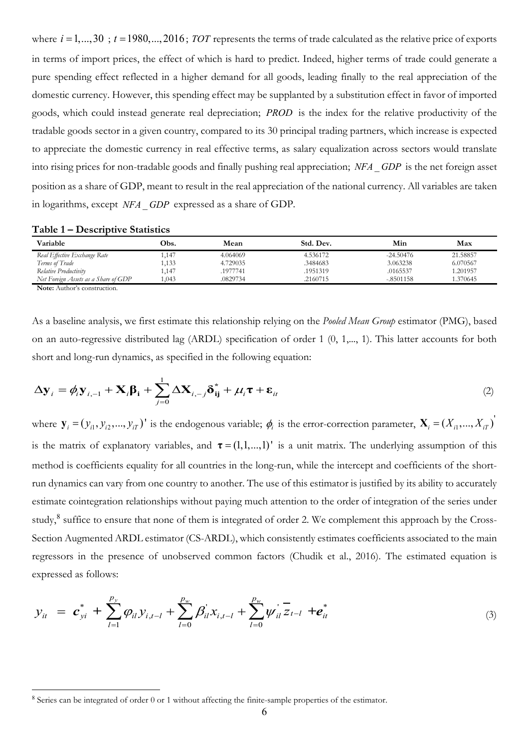where $i = 1,...,30$ ; $t = 1980,...,2016$; *TOT* represents the terms of trade calculated as the relative price of exports in terms of import prices, the effect of which is hard to predict. Indeed, higher terms of trade could generate a pure spending effect reflected in a higher demand for all goods, leading finally to the real appreciation of the domestic currency. However, this spending effect may be supplanted by a substitution effect in favor of imported goods, which could instead generate real depreciation; *PROD* is the index for the relative productivity of the tradable goods sector in a given country, compared to its 30 principal trading partners, which increase is expected to appreciate the domestic currency in real effective terms, as salary equalization across sectors would translate into rising prices for non-tradable goods and finally pushing real appreciation; $NFA\_GDP$ is the net foreign asset position as a share of GDP, meant to result in the real appreciation of the national currency. All variables are taken in logarithms, except $NFA\_GDP$ expressed as a share of GDP.

**Table 1 – Descriptive Statistics**

| Variable | Obs. | Mean | Std. Dev. | Min | Max |
|---|---|---|---|---|---|
| *Real Effective Exchange Rate* | 1,147 | 4.064069 | 4.536172 | -24.50476 | 21.58857 |
| *Terms of Trade* | 1,133 | 4.729035 | .3484683 | 3.063238 | 6.070567 |
| *Relative Productivity* | 1,147 | .1977741 | .1951319 | .0165537 | 1.201957 |
| *Net Foreign Assets as a Share of GDP* | 1,043 | .0829734 | .2160715 | -.8501158 | 1.370645 |

**Note:** Author's construction.

As a baseline analysis, we first estimate this relationship relying on the *Pooled Mean Group* estimator (PMG), based on an auto-regressive distributed lag (ARDL) specification of order 1 (0, 1,..., 1). This latter accounts for both short and long-run dynamics, as specified in the following equation:

$$\Delta \mathbf{y}_i = \phi_i \mathbf{y}_{i,-1} + \mathbf{X}_i \boldsymbol{\beta}_\mathbf{i} + \sum_{j=0}^{1} \Delta \mathbf{X}_{i,-j} \boldsymbol{\delta}^*_\mathbf{ij} + \mu_i \boldsymbol{\tau} + \boldsymbol{\varepsilon}_{it} \tag{2}$$

where $\mathbf{y}_i = (y_{i1}, y_{i2}, ..., y_{iT})'$ is the endogenous variable; $\phi_i$ is the error-correction parameter, $\mathbf{X}_i = (X_{i1}, ..., X_{iT})'$ is the matrix of explanatory variables, and $\boldsymbol{\tau} = (1,1,...,1)'$ is a unit matrix. The underlying assumption of this method is coefficients equality for all countries in the long-run, while the intercept and coefficients of the short-run dynamics can vary from one country to another. The use of this estimator is justified by its ability to accurately estimate cointegration relationships without paying much attention to the order of integration of the series under study,[8] suffice to ensure that none of them is integrated of order 2. We complement this approach by the Cross-Section Augmented ARDL estimator (CS-ARDL), which consistently estimates coefficients associated to the main regressors in the presence of unobserved common factors (Chudik et al., 2016). The estimated equation is expressed as follows:

$$y_{it} = \boldsymbol{c}^*_{yi} + \sum_{l=1}^{p_y} \varphi_{il} y_{i,t-l} + \sum_{l=0}^{p_w} \beta'_{il} x_{i,t-l} + \sum_{l=0}^{p_w} \psi'_{il} \overline{z}_{t-l} + \boldsymbol{e}^*_{it} \tag{3}$$

[8] Series can be integrated of order 0 or 1 without affecting the finite-sample properties of the estimator.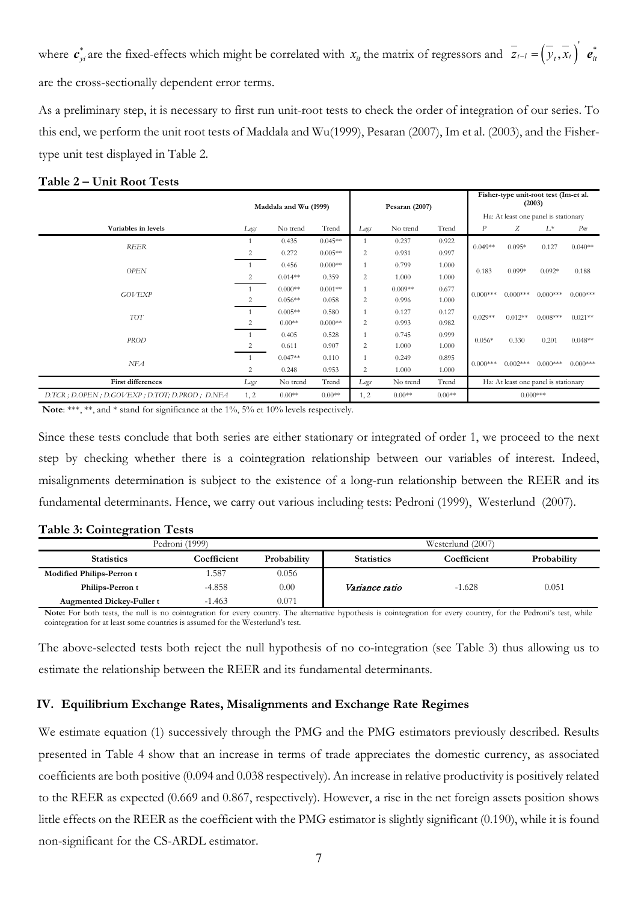where $c_{yi}^*$ are the fixed-effects which might be correlated with $x_{it}$ the matrix of regressors and $\bar{z}_{t-l} = \left(\bar{y}_t, \bar{x}_t\right)'$ $e_{it}^*$ are the cross-sectionally dependent error terms.

As a preliminary step, it is necessary to first run unit-root tests to check the order of integration of our series. To this end, we perform the unit root tests of Maddala and Wu(1999), Pesaran (2007), Im et al. (2003), and the Fisher-type unit test displayed in Table 2.

**Table 2 – Unit Root Tests**

| | Maddala and Wu (1999) | | | Pesaran (2007) | | | Fisher-type unit-root test (Im-et al. (2003) Ha: At least one panel is stationary | | | |
|---|---|---|---|---|---|---|---|---|---|---|
| Variables in levels | *Lags* | No trend | Trend | *Lags* | No trend | Trend | *P* | *Z* | *L\** | *Pm* |
| *REER* | 1 | 0.435 | 0.045** | 1 | 0.237 | 0.922 | 0.049** | 0.095* | 0.127 | 0.040** |
| | 2 | 0.272 | 0.005** | 2 | 0.931 | 0.997 | | | | |
| *OPEN* | 1 | 0.456 | 0.000** | 1 | 0.799 | 1.000 | 0.183 | 0.099* | 0.092* | 0.188 |
| | 2 | 0.014** | 0.359 | 2 | 1.000 | 1.000 | | | | |
| *GOVEXP* | 1 | 0.000** | 0.001** | 1 | 0.009** | 0.677 | 0.000*** | 0.000*** | 0.000*** | 0.000*** |
| | 2 | 0.056** | 0.058 | 2 | 0.996 | 1.000 | | | | |
| *TOT* | 1 | 0.005** | 0.580 | 1 | 0.127 | 0.127 | 0.029** | 0.012** | 0.008*** | 0.021** |
| | 2 | 0.00** | 0.000** | 2 | 0.993 | 0.982 | | | | |
| *PROD* | 1 | 0.405 | 0.528 | 1 | 0.745 | 0.999 | 0.056* | 0.330 | 0.201 | 0.048** |
| | 2 | 0.611 | 0.907 | 2 | 1.000 | 1.000 | | | | |
| *NFA* | 1 | 0.047** | 0.110 | 1 | 0.249 | 0.895 | 0.000*** | 0.002*** | 0.000*** | 0.000*** |
| | 2 | 0.248 | 0.953 | 2 | 1.000 | 1.000 | | | | |
| **First differences** | *Lags* | No trend | Trend | *Lags* | No trend | Trend | Ha: At least one panel is stationary | | | |
| *D.TCR ; D.OPEN ; D.GOVEXP ; D.TOT; D.PROD ; D.NFA* | 1, 2 | 0.00** | 0.00** | 1, 2 | 0.00** | 0.00** | 0.000*** | | | |

**Note**: ***, **, and * stand for significance at the 1%, 5% et 10% levels respectively.

Since these tests conclude that both series are either stationary or integrated of order 1, we proceed to the next step by checking whether there is a cointegration relationship between our variables of interest. Indeed, misalignments determination is subject to the existence of a long-run relationship between the REER and its fundamental determinants. Hence, we carry out various including tests: Pedroni (1999), Westerlund (2007).

**Table 3: Cointegration Tests**

| Pedroni (1999) | | | Westerlund (2007) | | |
|---|---|---|---|---|---|
| **Statistics** | **Coefficient** | **Probability** | **Statistics** | **Coefficient** | **Probability** |
| **Modified Philips-Perron t** | 1.587 | 0.056 | | | |
| **Philips-Perron t** | -4.858 | 0.00 | *Variance ratio* | -1.628 | 0.051 |
| **Augmented Dickey-Fuller t** | -1.463 | 0.071 | | | |

**Note:** For both tests, the null is no cointegration for every country. The alternative hypothesis is cointegration for every country, for the Pedroni's test, while cointegration for at least some countries is assumed for the Westerlund's test.

The above-selected tests both reject the null hypothesis of no co-integration (see Table 3) thus allowing us to estimate the relationship between the REER and its fundamental determinants.

## IV. Equilibrium Exchange Rates, Misalignments and Exchange Rate Regimes

We estimate equation (1) successively through the PMG and the PMG estimators previously described. Results presented in Table 4 show that an increase in terms of trade appreciates the domestic currency, as associated coefficients are both positive (0.094 and 0.038 respectively). An increase in relative productivity is positively related to the REER as expected (0.669 and 0.867, respectively). However, a rise in the net foreign assets position shows little effects on the REER as the coefficient with the PMG estimator is slightly significant (0.190), while it is found non-significant for the CS-ARDL estimator.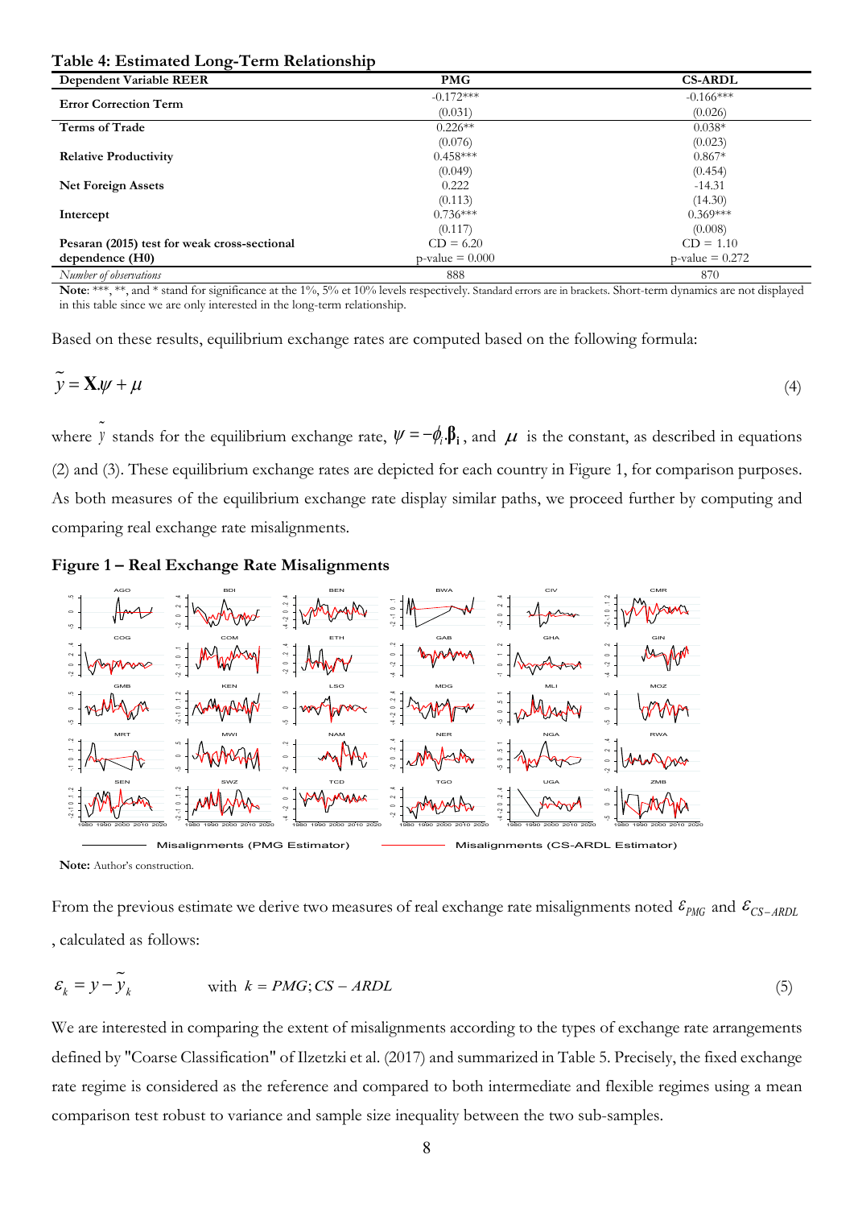**Table 4: Estimated Long-Term Relationship**

| Dependent Variable REER | PMG | CS-ARDL |
|---|---|---|
| **Error Correction Term** | -0.172*** | -0.166*** |
| | (0.031) | (0.026) |
| **Terms of Trade** | 0.226** | 0.038* |
| | (0.076) | (0.023) |
| **Relative Productivity** | 0.458*** | 0.867* |
| | (0.049) | (0.454) |
| **Net Foreign Assets** | 0.222 | -14.31 |
| | (0.113) | (14.30) |
| **Intercept** | 0.736*** | 0.369*** |
| | (0.117) | (0.008) |
| **Pesaran (2015) test for weak cross-sectional dependence (H0)** | CD = 6.20<br>p-value = 0.000 | CD = 1.10<br>p-value = 0.272 |
| *Number of observations* | 888 | 870 |

**Note**: ***, **, and * stand for significance at the 1%, 5% et 10% levels respectively. Standard errors are in brackets. Short-term dynamics are not displayed in this table since we are only interested in the long-term relationship.

Based on these results, equilibrium exchange rates are computed based on the following formula:

$$\tilde{y} = \mathbf{X}.\psi + \mu \tag{4}$$

where $\tilde{y}$ stands for the equilibrium exchange rate, $\psi = -\phi_i.\boldsymbol{\beta}_i$, and $\mu$ is the constant, as described in equations (2) and (3). These equilibrium exchange rates are depicted for each country in Figure 1, for comparison purposes. As both measures of the equilibrium exchange rate display similar paths, we proceed further by computing and comparing real exchange rate misalignments.

**Figure 1 – Real Exchange Rate Misalignments**

AGO BDI BEN BWA CIV CMR
COG COM ETH GAB GHA GIN
GMB KEN LSO MDG MLI MOZ
MRT MWI NAM NER NGA RWA
SEN SWZ TCD TGO UGA ZMB

1980 1990 2000 2010 2020

Misalignments (PMG Estimator) Misalignments (CS-ARDL Estimator)

**Note:** Author's construction.

From the previous estimate we derive two measures of real exchange rate misalignments noted $\varepsilon_{PMG}$ and $\varepsilon_{CS-ARDL}$, calculated as follows:

$$\varepsilon_k = y - \tilde{y}_k \qquad \text{with } k = PMG; CS-ARDL \tag{5}$$

We are interested in comparing the extent of misalignments according to the types of exchange rate arrangements defined by "Coarse Classification" of Ilzetzki et al. (2017) and summarized in Table 5. Precisely, the fixed exchange rate regime is considered as the reference and compared to both intermediate and flexible regimes using a mean comparison test robust to variance and sample size inequality between the two sub-samples.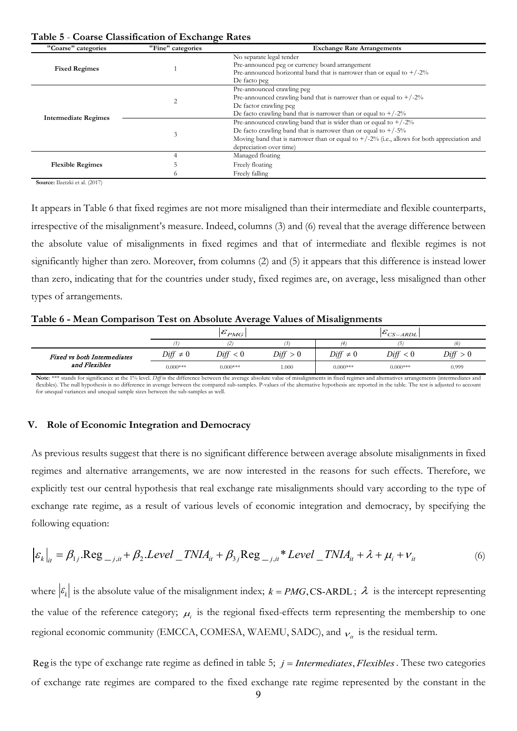**Table 5 - Coarse Classification of Exchange Rates**

| "Coarse" categories | "Fine" categories | Exchange Rate Arrangements |
|---|---|---|
| **Fixed Regimes** | 1 | No separate legal tender<br>Pre-announced peg or currency board arrangement<br>Pre-announced horizontal band that is narrower than or equal to +/-2%<br>De facto peg |
| **Intermediate Regimes** | 2 | Pre-announced crawling peg<br>Pre-announced crawling band that is narrower than or equal to +/-2%<br>De factor crawling peg<br>De facto crawling band that is narrower than or equal to +/-2% |
| | 3 | Pre-announced crawling band that is wider than or equal to +/-2%<br>De facto crawling band that is narrower than or equal to +/-5%<br>Moving band that is narrower than or equal to +/-2% (i.e., allows for both appreciation and depreciation over time) |
| **Flexible Regimes** | 4 | Managed floating |
| | 5 | Freely floating |
| | 6 | Freely falling |

**Source:** Ilzetzki et al. (2017)

It appears in Table 6 that fixed regimes are not more misaligned than their intermediate and flexible counterparts, irrespective of the misalignment's measure. Indeed, columns (3) and (6) reveal that the average difference between the absolute value of misalignments in fixed regimes and that of intermediate and flexible regimes is not significantly higher than zero. Moreover, from columns (2) and (5) it appears that this difference is instead lower than zero, indicating that for the countries under study, fixed regimes are, on average, less misaligned than other types of arrangements.

**Table 6 - Mean Comparison Test on Absolute Average Values of Misalignments**

| | $\|\varepsilon_{PMG}\|$ | | | $\|\varepsilon_{CS-ARDL}\|$ | | |
|---|---|---|---|---|---|---|
| | *(1)* | *(2)* | *(3)* | *(4)* | *(5)* | *(6)* |
| *Fixed vs both Intermediates and Flexibles* | $Diff \neq 0$ | $Diff < 0$ | $Diff > 0$ | $Diff \neq 0$ | $Diff < 0$ | $Diff > 0$ |
| | 0.000*** | 0.000*** | 1.000 | 0.000*** | 0.000*** | 0.999 |

**Note**: *** stands for significance at the 1% level. *Diff* is the difference between the average absolute value of misalignments in fixed regimes and alternatives arrangements (intermediates and flexibles). The null hypothesis is no difference in average between the compared sub-samples. P-values of the alternative hypothesis are reported in the table. The test is adjusted to account for unequal variances and unequal sample sizes between the sub-samples as well.

## V. Role of Economic Integration and Democracy

As previous results suggest that there is no significant difference between average absolute misalignments in fixed regimes and alternative arrangements, we are now interested in the reasons for such effects. Therefore, we explicitly test our central hypothesis that real exchange rate misalignments should vary according to the type of exchange rate regime, as a result of various levels of economic integration and democracy, by specifying the following equation:

$$\left|\varepsilon_k\right|_{it} = \beta_{1j}.\mathrm{Reg}\_{j,it} + \beta_2.Level\_TNIA_{it} + \beta_{3j}\mathrm{Reg}\_{j,it} * Level\_TNIA_{it} + \lambda + \mu_i + \nu_{it} \tag{6}$$

where $\left|\varepsilon_k\right|$ is the absolute value of the misalignment index; $k = PMG, \text{CS-ARDL}$; $\lambda$ is the intercept representing the value of the reference category; $\mu_i$ is the regional fixed-effects term representing the membership to one regional economic community (EMCCA, COMESA, WAEMU, SADC), and $\nu_{it}$ is the residual term.

Reg is the type of exchange rate regime as defined in table 5; $j = Intermediates, Flexibles$. These two categories of exchange rate regimes are compared to the fixed exchange rate regime represented by the constant in the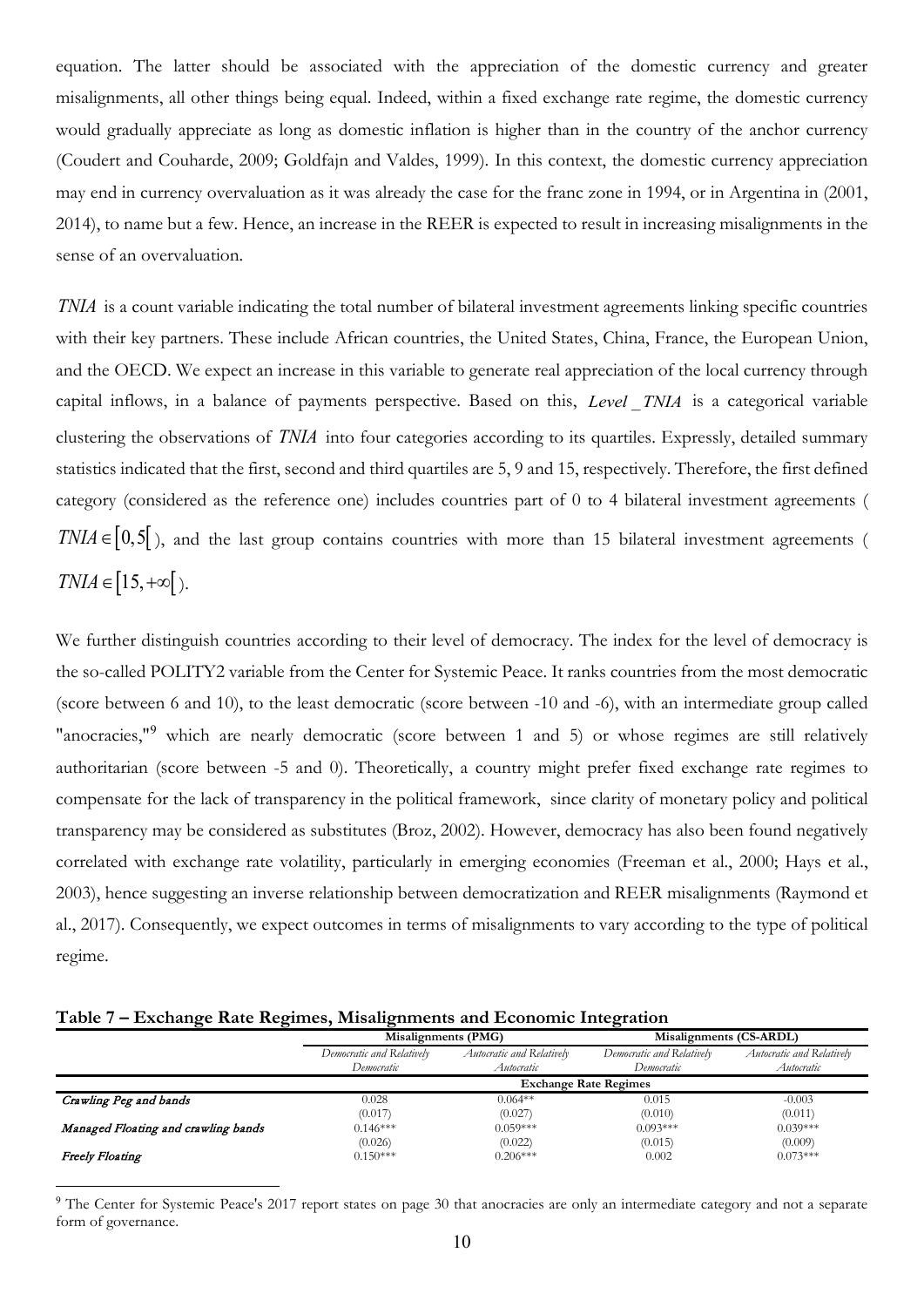equation. The latter should be associated with the appreciation of the domestic currency and greater misalignments, all other things being equal. Indeed, within a fixed exchange rate regime, the domestic currency would gradually appreciate as long as domestic inflation is higher than in the country of the anchor currency (Coudert and Couharde, 2009; Goldfajn and Valdes, 1999). In this context, the domestic currency appreciation may end in currency overvaluation as it was already the case for the franc zone in 1994, or in Argentina in (2001, 2014), to name but a few. Hence, an increase in the REER is expected to result in increasing misalignments in the sense of an overvaluation.

$TNIA$ is a count variable indicating the total number of bilateral investment agreements linking specific countries with their key partners. These include African countries, the United States, China, France, the European Union, and the OECD. We expect an increase in this variable to generate real appreciation of the local currency through capital inflows, in a balance of payments perspective. Based on this, $Level\_TNIA$ is a categorical variable clustering the observations of $TNIA$ into four categories according to its quartiles. Expressly, detailed summary statistics indicated that the first, second and third quartiles are 5, 9 and 15, respectively. Therefore, the first defined category (considered as the reference one) includes countries part of 0 to 4 bilateral investment agreements ( $TNIA \in [0,5[$ ), and the last group contains countries with more than 15 bilateral investment agreements ( $TNIA \in [15,+\infty[$ ).

We further distinguish countries according to their level of democracy. The index for the level of democracy is the so-called POLITY2 variable from the Center for Systemic Peace. It ranks countries from the most democratic (score between 6 and 10), to the least democratic (score between -10 and -6), with an intermediate group called "anocracies,"[9] which are nearly democratic (score between 1 and 5) or whose regimes are still relatively authoritarian (score between -5 and 0). Theoretically, a country might prefer fixed exchange rate regimes to compensate for the lack of transparency in the political framework, since clarity of monetary policy and political transparency may be considered as substitutes (Broz, 2002). However, democracy has also been found negatively correlated with exchange rate volatility, particularly in emerging economies (Freeman et al., 2000; Hays et al., 2003), hence suggesting an inverse relationship between democratization and REER misalignments (Raymond et al., 2017). Consequently, we expect outcomes in terms of misalignments to vary according to the type of political regime.

**Table 7 – Exchange Rate Regimes, Misalignments and Economic Integration**

| | Misalignments (PMG) | | Misalignments (CS-ARDL) | |
|---|---|---|---|---|
| | *Democratic and Relatively Democratic* | *Autocratic and Relatively Autocratic* | *Democratic and Relatively Democratic* | *Autocratic and Relatively Autocratic* |
| | **Exchange Rate Regimes** | | | |
| *Crawling Peg and bands* | 0.028 | 0.064** | 0.015 | -0.003 |
| | (0.017) | (0.027) | (0.010) | (0.011) |
| *Managed Floating and crawling bands* | 0.146*** | 0.059*** | 0.093*** | 0.039*** |
| | (0.026) | (0.022) | (0.015) | (0.009) |
| *Freely Floating* | 0.150*** | 0.206*** | 0.002 | 0.073*** |

[9] The Center for Systemic Peace's 2017 report states on page 30 that anocracies are only an intermediate category and not a separate form of governance.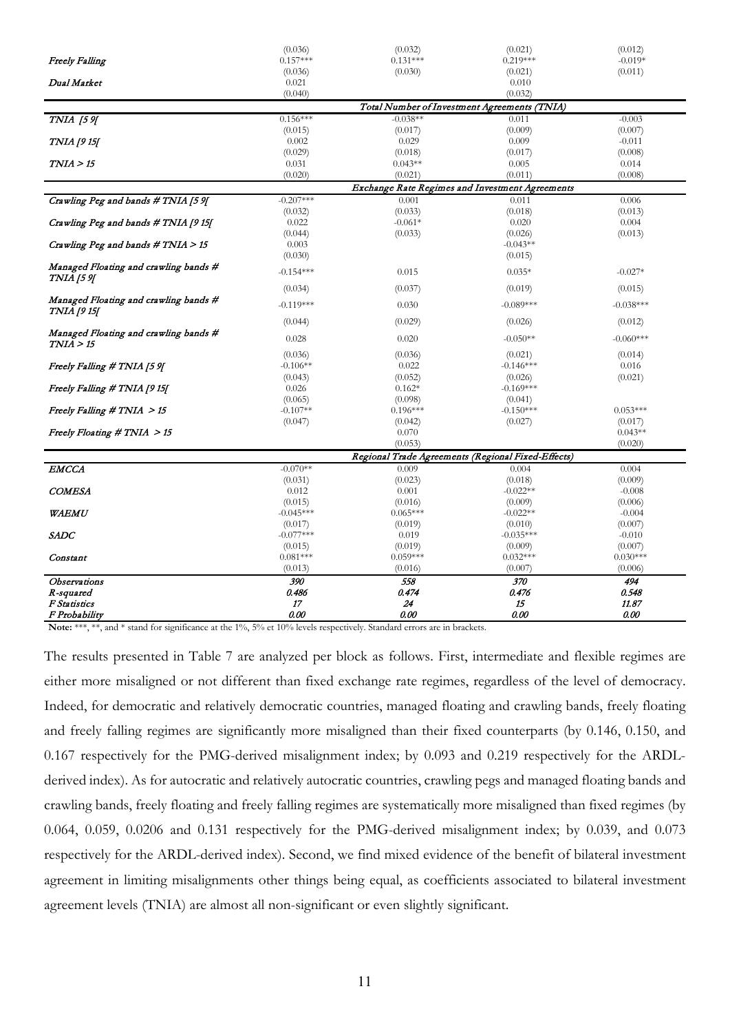| | | | | |
|---|---|---|---|---|
| | (0.036) | (0.032) | (0.021) | (0.012) |
| *Freely Falling* | 0.157*** | 0.131*** | 0.219*** | -0.019* |
| | (0.036) | (0.030) | (0.021) | (0.011) |
| *Dual Market* | 0.021 | | 0.010 | |
| | (0.040) | | (0.032) | |
| | *Total Number of Investment Agreements (TNIA)* | | | |
| *TNIA [5 9[* | 0.156*** | -0.038** | 0.011 | -0.003 |
| | (0.015) | (0.017) | (0.009) | (0.007) |
| *TNIA [9 15[* | 0.002 | 0.029 | 0.009 | -0.011 |
| | (0.029) | (0.018) | (0.017) | (0.008) |
| *TNIA > 15* | 0.031 | 0.043** | 0.005 | 0.014 |
| | (0.020) | (0.021) | (0.011) | (0.008) |
| | *Exchange Rate Regimes and Investment Agreements* | | | |
| *Crawling Peg and bands # TNIA [5 9[* | -0.207*** | 0.001 | 0.011 | 0.006 |
| | (0.032) | (0.033) | (0.018) | (0.013) |
| *Crawling Peg and bands # TNIA [9 15[* | 0.022 | -0.061* | 0.020 | 0.004 |
| | (0.044) | (0.033) | (0.026) | (0.013) |
| *Crawling Peg and bands # TNIA > 15* | 0.003 | | -0.043** | |
| | (0.030) | | (0.015) | |
| *Managed Floating and crawling bands # TNIA [5 9[* | -0.154*** | 0.015 | 0.035* | -0.027* |
| | (0.034) | (0.037) | (0.019) | (0.015) |
| *Managed Floating and crawling bands # TNIA [9 15[* | -0.119*** | 0.030 | -0.089*** | -0.038*** |
| | (0.044) | (0.029) | (0.026) | (0.012) |
| *Managed Floating and crawling bands # TNIA > 15* | 0.028 | 0.020 | -0.050** | -0.060*** |
| | (0.036) | (0.036) | (0.021) | (0.014) |
| *Freely Falling # TNIA [5 9[* | -0.106** | 0.022 | -0.146*** | 0.016 |
| | (0.043) | (0.052) | (0.026) | (0.021) |
| *Freely Falling # TNIA [9 15[* | 0.026 | 0.162* | -0.169*** | |
| | (0.065) | (0.098) | (0.041) | |
| *Freely Falling # TNIA > 15* | -0.107** | 0.196*** | -0.150*** | 0.053*** |
| | (0.047) | (0.042) | (0.027) | (0.017) |
| *Freely Floating # TNIA > 15* | | 0.070 | | 0.043** |
| | | (0.053) | | (0.020) |
| | *Regional Trade Agreements (Regional Fixed-Effects)* | | | |
| *EMCCA* | -0.070** | 0.009 | 0.004 | 0.004 |
| | (0.031) | (0.023) | (0.018) | (0.009) |
| *COMESA* | 0.012 | 0.001 | -0.022** | -0.008 |
| | (0.015) | (0.016) | (0.009) | (0.006) |
| *WAEMU* | -0.045*** | 0.065*** | -0.022** | -0.004 |
| | (0.017) | (0.019) | (0.010) | (0.007) |
| *SADC* | -0.077*** | 0.019 | -0.035*** | -0.010 |
| | (0.015) | (0.019) | (0.009) | (0.007) |
| *Constant* | 0.081*** | 0.059*** | 0.032*** | 0.030*** |
| | (0.013) | (0.016) | (0.007) | (0.006) |
| *Observations* | *390* | *558* | *370* | *494* |
| *R-squared* | *0.486* | *0.474* | *0.476* | *0.548* |
| *F Statistics* | *17* | *24* | *15* | *11.87* |
| *F Probability* | *0.00* | *0.00* | *0.00* | *0.00* |

**Note:** ***, **, and * stand for significance at the 1%, 5% et 10% levels respectively. Standard errors are in brackets.

The results presented in Table 7 are analyzed per block as follows. First, intermediate and flexible regimes are either more misaligned or not different than fixed exchange rate regimes, regardless of the level of democracy. Indeed, for democratic and relatively democratic countries, managed floating and crawling bands, freely floating and freely falling regimes are significantly more misaligned than their fixed counterparts (by 0.146, 0.150, and 0.167 respectively for the PMG-derived misalignment index; by 0.093 and 0.219 respectively for the ARDL-derived index). As for autocratic and relatively autocratic countries, crawling pegs and managed floating bands and crawling bands, freely floating and freely falling regimes are systematically more misaligned than fixed regimes (by 0.064, 0.059, 0.0206 and 0.131 respectively for the PMG-derived misalignment index; by 0.039, and 0.073 respectively for the ARDL-derived index). Second, we find mixed evidence of the benefit of bilateral investment agreement in limiting misalignments other things being equal, as coefficients associated to bilateral investment agreement levels (TNIA) are almost all non-significant or even slightly significant.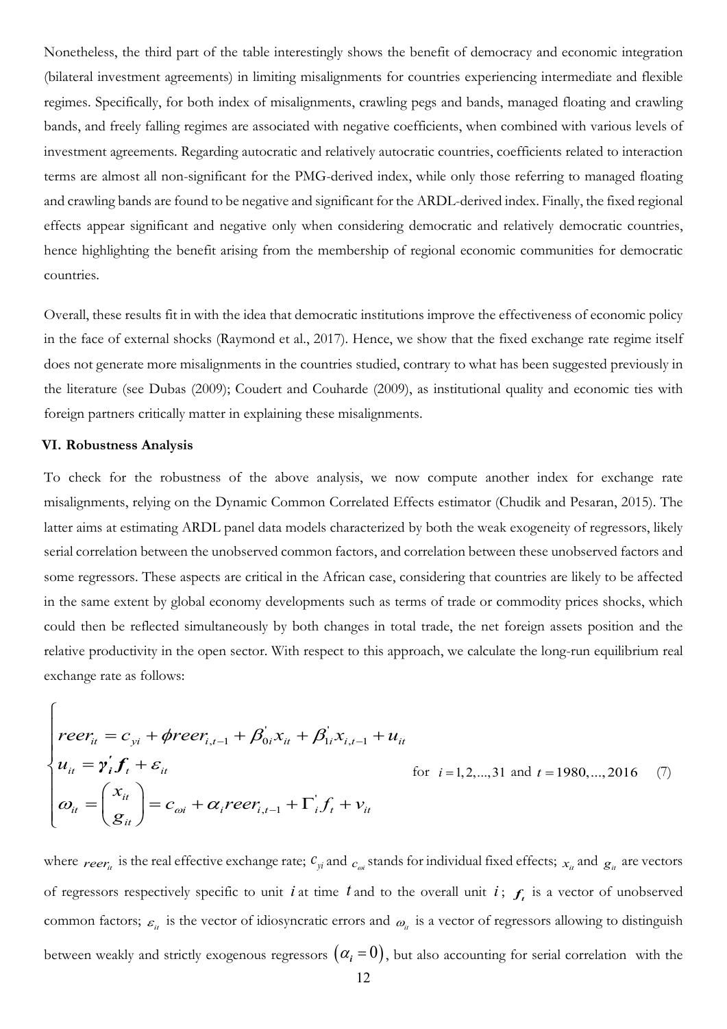Nonetheless, the third part of the table interestingly shows the benefit of democracy and economic integration (bilateral investment agreements) in limiting misalignments for countries experiencing intermediate and flexible regimes. Specifically, for both index of misalignments, crawling pegs and bands, managed floating and crawling bands, and freely falling regimes are associated with negative coefficients, when combined with various levels of investment agreements. Regarding autocratic and relatively autocratic countries, coefficients related to interaction terms are almost all non-significant for the PMG-derived index, while only those referring to managed floating and crawling bands are found to be negative and significant for the ARDL-derived index. Finally, the fixed regional effects appear significant and negative only when considering democratic and relatively democratic countries, hence highlighting the benefit arising from the membership of regional economic communities for democratic countries.

Overall, these results fit in with the idea that democratic institutions improve the effectiveness of economic policy in the face of external shocks (Raymond et al., 2017). Hence, we show that the fixed exchange rate regime itself does not generate more misalignments in the countries studied, contrary to what has been suggested previously in the literature (see Dubas (2009); Coudert and Couharde (2009), as institutional quality and economic ties with foreign partners critically matter in explaining these misalignments.

## VI. Robustness Analysis

To check for the robustness of the above analysis, we now compute another index for exchange rate misalignments, relying on the Dynamic Common Correlated Effects estimator (Chudik and Pesaran, 2015). The latter aims at estimating ARDL panel data models characterized by both the weak exogeneity of regressors, likely serial correlation between the unobserved common factors, and correlation between these unobserved factors and some regressors. These aspects are critical in the African case, considering that countries are likely to be affected in the same extent by global economy developments such as terms of trade or commodity prices shocks, which could then be reflected simultaneously by both changes in total trade, the net foreign assets position and the relative productivity in the open sector. With respect to this approach, we calculate the long-run equilibrium real exchange rate as follows:

$$\begin{cases} reer_{it} = c_{yi} + \phi reer_{i,t-1} + \beta_{0i}^{'} x_{it} + \beta_{1i}^{'} x_{i,t-1} + u_{it} \\ u_{it} = \boldsymbol{\gamma}_{\boldsymbol{i}}^{'} \boldsymbol{f}_{\boldsymbol{t}} + \varepsilon_{it} \\ \omega_{it} = \begin{pmatrix} x_{it} \\ g_{it} \end{pmatrix} = c_{\omega i} + \alpha_i reer_{i,t-1} + \Gamma_i^{'} f_t + v_{it} \end{cases} \quad \text{for } i = 1,2,...,31 \text{ and } t = 1980,...,2016 \qquad (7)$$

where $reer_{it}$ is the real effective exchange rate; $c_{yi}$ and $c_{\omega i}$ stands for individual fixed effects; $x_{it}$ and $g_{it}$ are vectors of regressors respectively specific to unit $i$ at time $t$ and to the overall unit $i$; $\boldsymbol{f}_{\boldsymbol{t}}$ is a vector of unobserved common factors; $\varepsilon_{it}$ is the vector of idiosyncratic errors and $\omega_{it}$ is a vector of regressors allowing to distinguish between weakly and strictly exogenous regressors $(\alpha_i = 0)$, but also accounting for serial correlation with the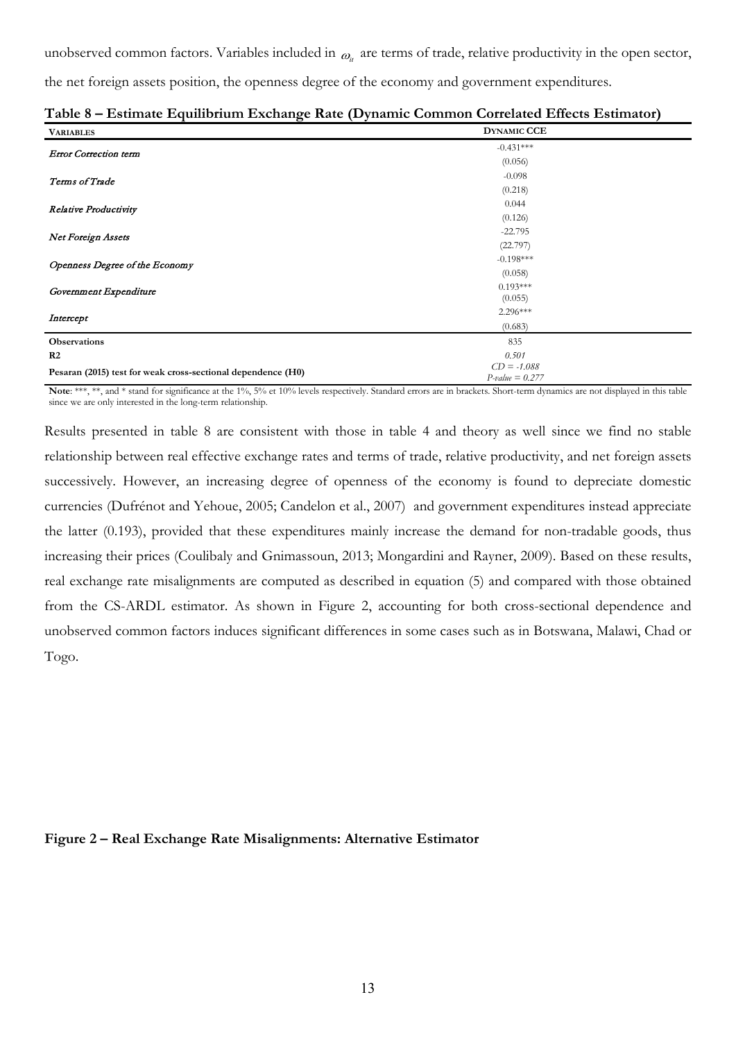unobserved common factors. Variables included in $\omega_{it}$ are terms of trade, relative productivity in the open sector, the net foreign assets position, the openness degree of the economy and government expenditures.

**Table 8 – Estimate Equilibrium Exchange Rate (Dynamic Common Correlated Effects Estimator)**

| VARIABLES | DYNAMIC CCE |
|---|---|
| *Error Correction term* | -0.431*** |
| | (0.056) |
| *Terms of Trade* | -0.098 |
| | (0.218) |
| *Relative Productivity* | 0.044 |
| | (0.126) |
| *Net Foreign Assets* | -22.795 |
| | (22.797) |
| *Openness Degree of the Economy* | -0.198*** |
| | (0.058) |
| *Government Expenditure* | 0.193*** |
| | (0.055) |
| *Intercept* | 2.296*** |
| | (0.683) |
| **Observations** | 835 |
| **R2** | *0.501* |
| **Pesaran (2015) test for weak cross-sectional dependence (H0)** | *CD = -1.088* *P-value = 0.277* |

**Note**: ***, **, and * stand for significance at the 1%, 5% et 10% levels respectively. Standard errors are in brackets. Short-term dynamics are not displayed in this table since we are only interested in the long-term relationship.

Results presented in table 8 are consistent with those in table 4 and theory as well since we find no stable relationship between real effective exchange rates and terms of trade, relative productivity, and net foreign assets successively. However, an increasing degree of openness of the economy is found to depreciate domestic currencies (Dufrénot and Yehoue, 2005; Candelon et al., 2007) and government expenditures instead appreciate the latter (0.193), provided that these expenditures mainly increase the demand for non-tradable goods, thus increasing their prices (Coulibaly and Gnimassoun, 2013; Mongardini and Rayner, 2009). Based on these results, real exchange rate misalignments are computed as described in equation (5) and compared with those obtained from the CS-ARDL estimator. As shown in Figure 2, accounting for both cross-sectional dependence and unobserved common factors induces significant differences in some cases such as in Botswana, Malawi, Chad or Togo.

**Figure 2 – Real Exchange Rate Misalignments: Alternative Estimator**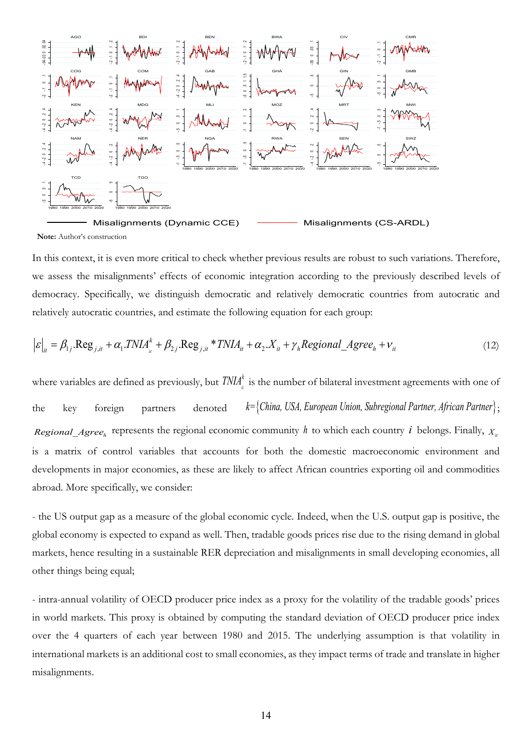AGO BDI BEN BWA CIV CMR

COG COM GAB GHA GIN GMB

KEN MDG MLI MOZ MRT MWI

NAM NER NGA RWA SEN SWZ

TCD TGO

1980 1990 2000 2010 2020

Misalignments (Dynamic CCE)    Misalignments (CS-ARDL)

**Note:** Author's construction

In this context, it is even more critical to check whether previous results are robust to such variations. Therefore, we assess the misalignments' effects of economic integration according to the previously described levels of democracy. Specifically, we distinguish democratic and relatively democratic countries from autocratic and relatively autocratic countries, and estimate the following equation for each group:

$$|\varepsilon|_{it} = \beta_{1j}.\text{Reg}_{j,it} + \alpha_1.TNIA^k_{it} + \beta_{2j}.\text{Reg}_{j,it} * TNIA_{it} + \alpha_2.X_{it} + \gamma_h Regional\_Agree_h + v_{it} \tag{12}$$

where variables are defined as previously, but $TNIA^k_{it}$ is the number of bilateral investment agreements with one of the key foreign partners denoted $k=\{China,\ USA,\ European\ Union,\ Subregional\ Partner,\ African\ Partner\}$; $Regional\_Agree_h$ represents the regional economic community $h$ to which each country $i$ belongs. Finally, $X_{it}$ is a matrix of control variables that accounts for both the domestic macroeconomic environment and developments in major economies, as these are likely to affect African countries exporting oil and commodities abroad. More specifically, we consider:

- the US output gap as a measure of the global economic cycle. Indeed, when the U.S. output gap is positive, the global economy is expected to expand as well. Then, tradable goods prices rise due to the rising demand in global markets, hence resulting in a sustainable RER depreciation and misalignments in small developing economies, all other things being equal;

- intra-annual volatility of OECD producer price index as a proxy for the volatility of the tradable goods' prices in world markets. This proxy is obtained by computing the standard deviation of OECD producer price index over the 4 quarters of each year between 1980 and 2015. The underlying assumption is that volatility in international markets is an additional cost to small economies, as they impact terms of trade and translate in higher misalignments.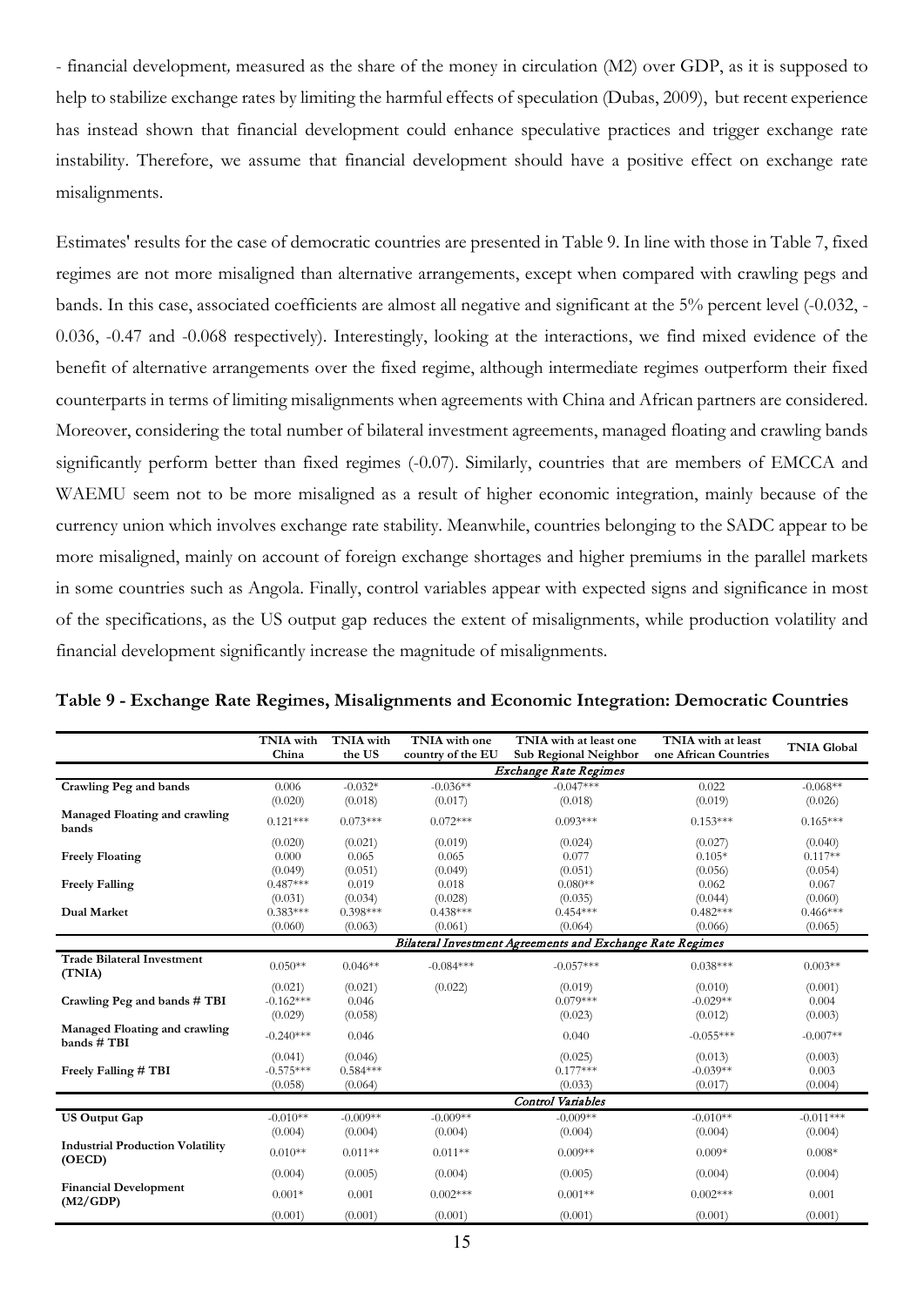- financial development*,* measured as the share of the money in circulation (M2) over GDP, as it is supposed to help to stabilize exchange rates by limiting the harmful effects of speculation (Dubas, 2009), but recent experience has instead shown that financial development could enhance speculative practices and trigger exchange rate instability. Therefore, we assume that financial development should have a positive effect on exchange rate misalignments.

Estimates' results for the case of democratic countries are presented in Table 9. In line with those in Table 7, fixed regimes are not more misaligned than alternative arrangements, except when compared with crawling pegs and bands. In this case, associated coefficients are almost all negative and significant at the 5% percent level (-0.032, -0.036, -0.47 and -0.068 respectively). Interestingly, looking at the interactions, we find mixed evidence of the benefit of alternative arrangements over the fixed regime, although intermediate regimes outperform their fixed counterparts in terms of limiting misalignments when agreements with China and African partners are considered. Moreover, considering the total number of bilateral investment agreements, managed floating and crawling bands significantly perform better than fixed regimes (-0.07). Similarly, countries that are members of EMCCA and WAEMU seem not to be more misaligned as a result of higher economic integration, mainly because of the currency union which involves exchange rate stability. Meanwhile, countries belonging to the SADC appear to be more misaligned, mainly on account of foreign exchange shortages and higher premiums in the parallel markets in some countries such as Angola. Finally, control variables appear with expected signs and significance in most of the specifications, as the US output gap reduces the extent of misalignments, while production volatility and financial development significantly increase the magnitude of misalignments.

**Table 9 - Exchange Rate Regimes, Misalignments and Economic Integration: Democratic Countries**

| | TNIA with China | TNIA with the US | TNIA with one country of the EU | TNIA with at least one Sub Regional Neighbor | TNIA with at least one African Countries | TNIA Global |
|---|---|---|---|---|---|---|
| | | | *Exchange Rate Regimes* | | | |
| **Crawling Peg and bands** | 0.006 | -0.032* | -0.036** | -0.047*** | 0.022 | -0.068** |
| | (0.020) | (0.018) | (0.017) | (0.018) | (0.019) | (0.026) |
| **Managed Floating and crawling bands** | 0.121*** | 0.073*** | 0.072*** | 0.093*** | 0.153*** | 0.165*** |
| | (0.020) | (0.021) | (0.019) | (0.024) | (0.027) | (0.040) |
| **Freely Floating** | 0.000 | 0.065 | 0.065 | 0.077 | 0.105* | 0.117** |
| | (0.049) | (0.051) | (0.049) | (0.051) | (0.056) | (0.054) |
| **Freely Falling** | 0.487*** | 0.019 | 0.018 | 0.080** | 0.062 | 0.067 |
| | (0.031) | (0.034) | (0.028) | (0.035) | (0.044) | (0.060) |
| **Dual Market** | 0.383*** | 0.398*** | 0.438*** | 0.454*** | 0.482*** | 0.466*** |
| | (0.060) | (0.063) | (0.061) | (0.064) | (0.066) | (0.065) |
| | | | *Bilateral Investment Agreements and Exchange Rate Regimes* | | | |
| **Trade Bilateral Investment (TNIA)** | 0.050** | 0.046** | -0.084*** | -0.057*** | 0.038*** | 0.003** |
| | (0.021) | (0.021) | (0.022) | (0.019) | (0.010) | (0.001) |
| **Crawling Peg and bands # TBI** | -0.162*** | 0.046 | | 0.079*** | -0.029** | 0.004 |
| | (0.029) | (0.058) | | (0.023) | (0.012) | (0.003) |
| **Managed Floating and crawling bands # TBI** | -0.240*** | 0.046 | | 0.040 | -0.055*** | -0.007** |
| | (0.041) | (0.046) | | (0.025) | (0.013) | (0.003) |
| **Freely Falling # TBI** | -0.575*** | 0.584*** | | 0.177*** | -0.039** | 0.003 |
| | (0.058) | (0.064) | | (0.033) | (0.017) | (0.004) |
| | | | *Control Variables* | | | |
| **US Output Gap** | -0.010** | -0.009** | -0.009** | -0.009** | -0.010** | -0.011*** |
| | (0.004) | (0.004) | (0.004) | (0.004) | (0.004) | (0.004) |
| **Industrial Production Volatility (OECD)** | 0.010** | 0.011** | 0.011** | 0.009** | 0.009* | 0.008* |
| | (0.004) | (0.005) | (0.004) | (0.005) | (0.004) | (0.004) |
| **Financial Development (M2/GDP)** | 0.001* | 0.001 | 0.002*** | 0.001** | 0.002*** | 0.001 |
| | (0.001) | (0.001) | (0.001) | (0.001) | (0.001) | (0.001) |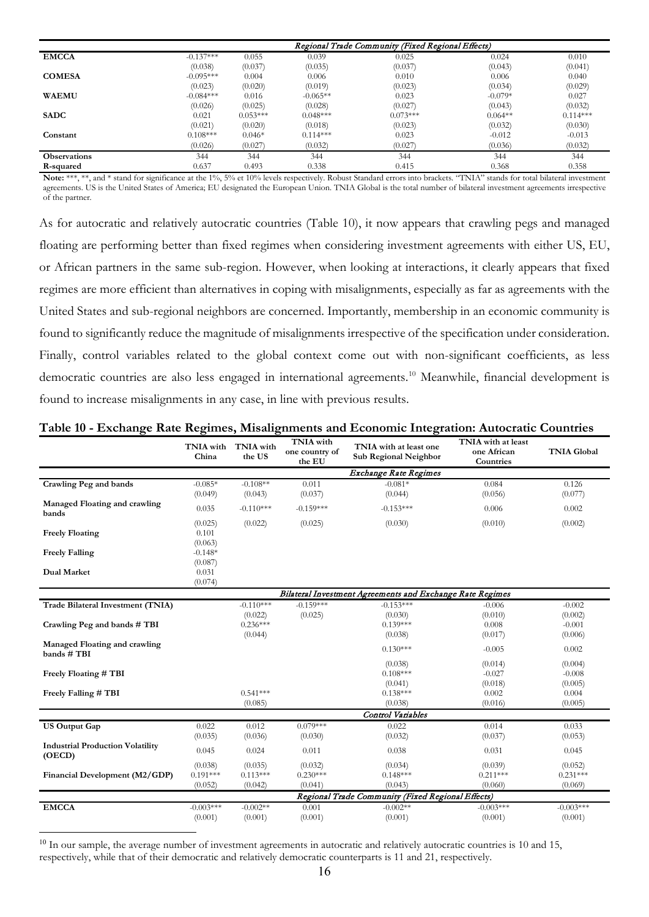| | | | | | | |
|---|---|---|---|---|---|---|
| | *Regional Trade Community (Fixed Regional Effects)* | | | | | |
| **EMCCA** | -0.137*** | 0.055 | 0.039 | 0.025 | 0.024 | 0.010 |
| | (0.038) | (0.037) | (0.035) | (0.037) | (0.043) | (0.041) |
| **COMESA** | -0.095*** | 0.004 | 0.006 | 0.010 | 0.006 | 0.040 |
| | (0.023) | (0.020) | (0.019) | (0.023) | (0.034) | (0.029) |
| **WAEMU** | -0.084*** | 0.016 | -0.065** | 0.023 | -0.079* | 0.027 |
| | (0.026) | (0.025) | (0.028) | (0.027) | (0.043) | (0.032) |
| **SADC** | 0.021 | 0.053*** | 0.048*** | 0.073*** | 0.064** | 0.114*** |
| | (0.021) | (0.020) | (0.018) | (0.023) | (0.032) | (0.030) |
| **Constant** | 0.108*** | 0.046* | 0.114*** | 0.023 | -0.012 | -0.013 |
| | (0.026) | (0.027) | (0.032) | (0.027) | (0.036) | (0.032) |
| **Observations** | 344 | 344 | 344 | 344 | 344 | 344 |
| **R-squared** | 0.637 | 0.493 | 0.338 | 0.415 | 0.368 | 0.358 |

**Note:** ***, **, and * stand for significance at the 1%, 5% et 10% levels respectively. Robust Standard errors into brackets. "TNIA" stands for total bilateral investment agreements. US is the United States of America; EU designated the European Union. TNIA Global is the total number of bilateral investment agreements irrespective of the partner.

As for autocratic and relatively autocratic countries (Table 10), it now appears that crawling pegs and managed floating are performing better than fixed regimes when considering investment agreements with either US, EU, or African partners in the same sub-region. However, when looking at interactions, it clearly appears that fixed regimes are more efficient than alternatives in coping with misalignments, especially as far as agreements with the United States and sub-regional neighbors are concerned. Importantly, membership in an economic community is found to significantly reduce the magnitude of misalignments irrespective of the specification under consideration. Finally, control variables related to the global context come out with non-significant coefficients, as less democratic countries are also less engaged in international agreements.[10] Meanwhile, financial development is found to increase misalignments in any case, in line with previous results.

**Table 10 - Exchange Rate Regimes, Misalignments and Economic Integration: Autocratic Countries**

| | TNIA with China | TNIA with the US | TNIA with one country of the EU | TNIA with at least one Sub Regional Neighbor | TNIA with at least one African Countries | TNIA Global |
|---|---|---|---|---|---|---|
| | *Exchange Rate Regimes* | | | | | |
| **Crawling Peg and bands** | -0.085* | -0.108** | 0.011 | -0.081* | 0.084 | 0.126 |
| | (0.049) | (0.043) | (0.037) | (0.044) | (0.056) | (0.077) |
| **Managed Floating and crawling bands** | 0.035 | -0.110*** | -0.159*** | -0.153*** | 0.006 | 0.002 |
| | (0.025) | (0.022) | (0.025) | (0.030) | (0.010) | (0.002) |
| **Freely Floating** | 0.101 | | | | | |
| | (0.063) | | | | | |
| **Freely Falling** | -0.148* | | | | | |
| | (0.087) | | | | | |
| **Dual Market** | 0.031 | | | | | |
| | (0.074) | | | | | |
| | *Bilateral Investment Agreements and Exchange Rate Regimes* | | | | | |
| **Trade Bilateral Investment (TNIA)** | | -0.110*** | -0.159*** | -0.153*** | -0.006 | -0.002 |
| | | (0.022) | (0.025) | (0.030) | (0.010) | (0.002) |
| **Crawling Peg and bands # TBI** | | 0.236*** | | 0.139*** | 0.008 | -0.001 |
| | | (0.044) | | (0.038) | (0.017) | (0.006) |
| **Managed Floating and crawling bands # TBI** | | | | 0.130*** | -0.005 | 0.002 |
| | | | | (0.038) | (0.014) | (0.004) |
| **Freely Floating # TBI** | | | | 0.108*** | -0.027 | -0.008 |
| | | | | (0.041) | (0.018) | (0.005) |
| **Freely Falling # TBI** | | 0.541*** | | 0.138*** | 0.002 | 0.004 |
| | | (0.085) | | (0.038) | (0.016) | (0.005) |
| | *Control Variables* | | | | | |
| **US Output Gap** | 0.022 | 0.012 | 0.079*** | 0.022 | 0.014 | 0.033 |
| | (0.035) | (0.036) | (0.030) | (0.032) | (0.037) | (0.053) |
| **Industrial Production Volatility (OECD)** | 0.045 | 0.024 | 0.011 | 0.038 | 0.031 | 0.045 |
| | (0.038) | (0.035) | (0.032) | (0.034) | (0.039) | (0.052) |
| **Financial Development (M2/GDP)** | 0.191*** | 0.113*** | 0.230*** | 0.148*** | 0.211*** | 0.231*** |
| | (0.052) | (0.042) | (0.041) | (0.043) | (0.060) | (0.069) |
| | *Regional Trade Community (Fixed Regional Effects)* | | | | | |
| **EMCCA** | -0.003*** | -0.002** | 0.001 | -0.002** | -0.003*** | -0.003*** |
| | (0.001) | (0.001) | (0.001) | (0.001) | (0.001) | (0.001) |

[10] In our sample, the average number of investment agreements in autocratic and relatively autocratic countries is 10 and 15, respectively, while that of their democratic and relatively democratic counterparts is 11 and 21, respectively.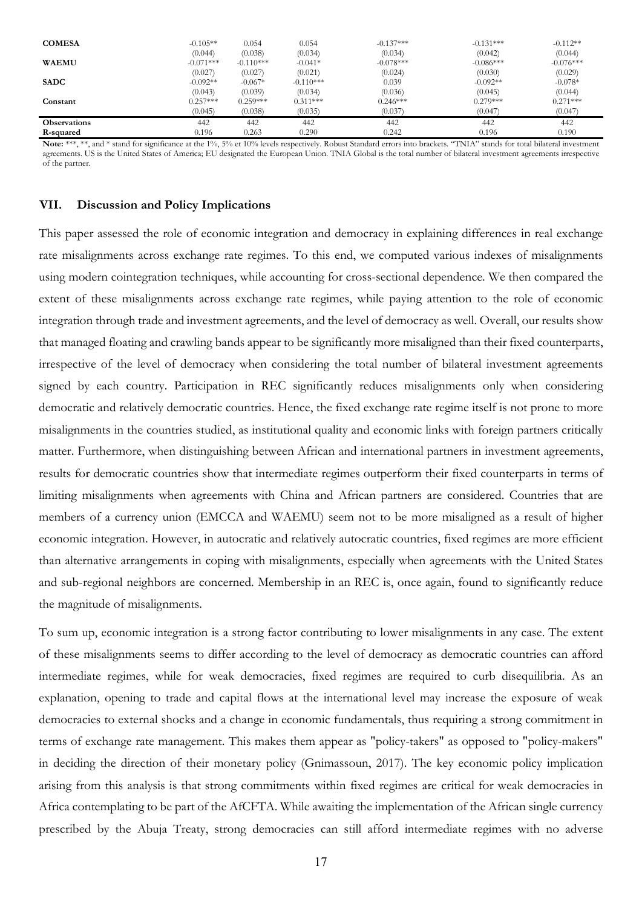| | | | | | | |
|---|---|---|---|---|---|---|
| **COMESA** | -0.105** | 0.054 | 0.054 | -0.137*** | -0.131*** | -0.112** |
| | (0.044) | (0.038) | (0.034) | (0.034) | (0.042) | (0.044) |
| **WAEMU** | -0.071*** | -0.110*** | -0.041* | -0.078*** | -0.086*** | -0.076*** |
| | (0.027) | (0.027) | (0.021) | (0.024) | (0.030) | (0.029) |
| **SADC** | -0.092** | -0.067* | -0.110*** | 0.039 | -0.092** | -0.078* |
| | (0.043) | (0.039) | (0.034) | (0.036) | (0.045) | (0.044) |
| **Constant** | 0.257*** | 0.259*** | 0.311*** | 0.246*** | 0.279*** | 0.271*** |
| | (0.045) | (0.038) | (0.035) | (0.037) | (0.047) | (0.047) |
| **Observations** | 442 | 442 | 442 | 442 | 442 | 442 |
| **R-squared** | 0.196 | 0.263 | 0.290 | 0.242 | 0.196 | 0.190 |

**Note:** ***, **, and * stand for significance at the 1%, 5% et 10% levels respectively. Robust Standard errors into brackets. "TNIA" stands for total bilateral investment agreements. US is the United States of America; EU designated the European Union. TNIA Global is the total number of bilateral investment agreements irrespective of the partner.

## VII. Discussion and Policy Implications

This paper assessed the role of economic integration and democracy in explaining differences in real exchange rate misalignments across exchange rate regimes. To this end, we computed various indexes of misalignments using modern cointegration techniques, while accounting for cross-sectional dependence. We then compared the extent of these misalignments across exchange rate regimes, while paying attention to the role of economic integration through trade and investment agreements, and the level of democracy as well. Overall, our results show that managed floating and crawling bands appear to be significantly more misaligned than their fixed counterparts, irrespective of the level of democracy when considering the total number of bilateral investment agreements signed by each country. Participation in REC significantly reduces misalignments only when considering democratic and relatively democratic countries. Hence, the fixed exchange rate regime itself is not prone to more misalignments in the countries studied, as institutional quality and economic links with foreign partners critically matter. Furthermore, when distinguishing between African and international partners in investment agreements, results for democratic countries show that intermediate regimes outperform their fixed counterparts in terms of limiting misalignments when agreements with China and African partners are considered. Countries that are members of a currency union (EMCCA and WAEMU) seem not to be more misaligned as a result of higher economic integration. However, in autocratic and relatively autocratic countries, fixed regimes are more efficient than alternative arrangements in coping with misalignments, especially when agreements with the United States and sub-regional neighbors are concerned. Membership in an REC is, once again, found to significantly reduce the magnitude of misalignments.

To sum up, economic integration is a strong factor contributing to lower misalignments in any case. The extent of these misalignments seems to differ according to the level of democracy as democratic countries can afford intermediate regimes, while for weak democracies, fixed regimes are required to curb disequilibria. As an explanation, opening to trade and capital flows at the international level may increase the exposure of weak democracies to external shocks and a change in economic fundamentals, thus requiring a strong commitment in terms of exchange rate management. This makes them appear as "policy-takers" as opposed to "policy-makers" in deciding the direction of their monetary policy (Gnimassoun, 2017). The key economic policy implication arising from this analysis is that strong commitments within fixed regimes are critical for weak democracies in Africa contemplating to be part of the AfCFTA. While awaiting the implementation of the African single currency prescribed by the Abuja Treaty, strong democracies can still afford intermediate regimes with no adverse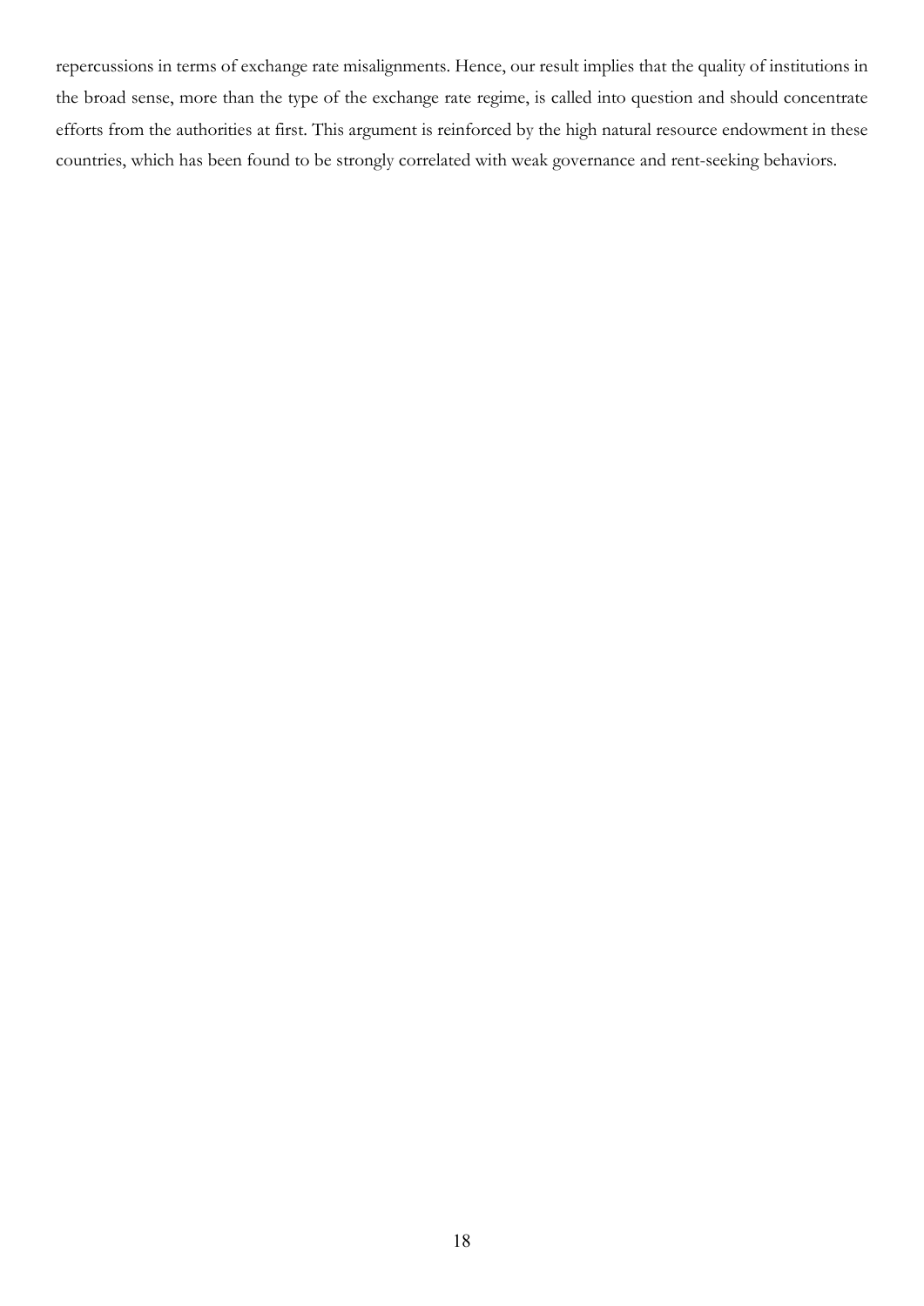repercussions in terms of exchange rate misalignments. Hence, our result implies that the quality of institutions in the broad sense, more than the type of the exchange rate regime, is called into question and should concentrate efforts from the authorities at first. This argument is reinforced by the high natural resource endowment in these countries, which has been found to be strongly correlated with weak governance and rent-seeking behaviors.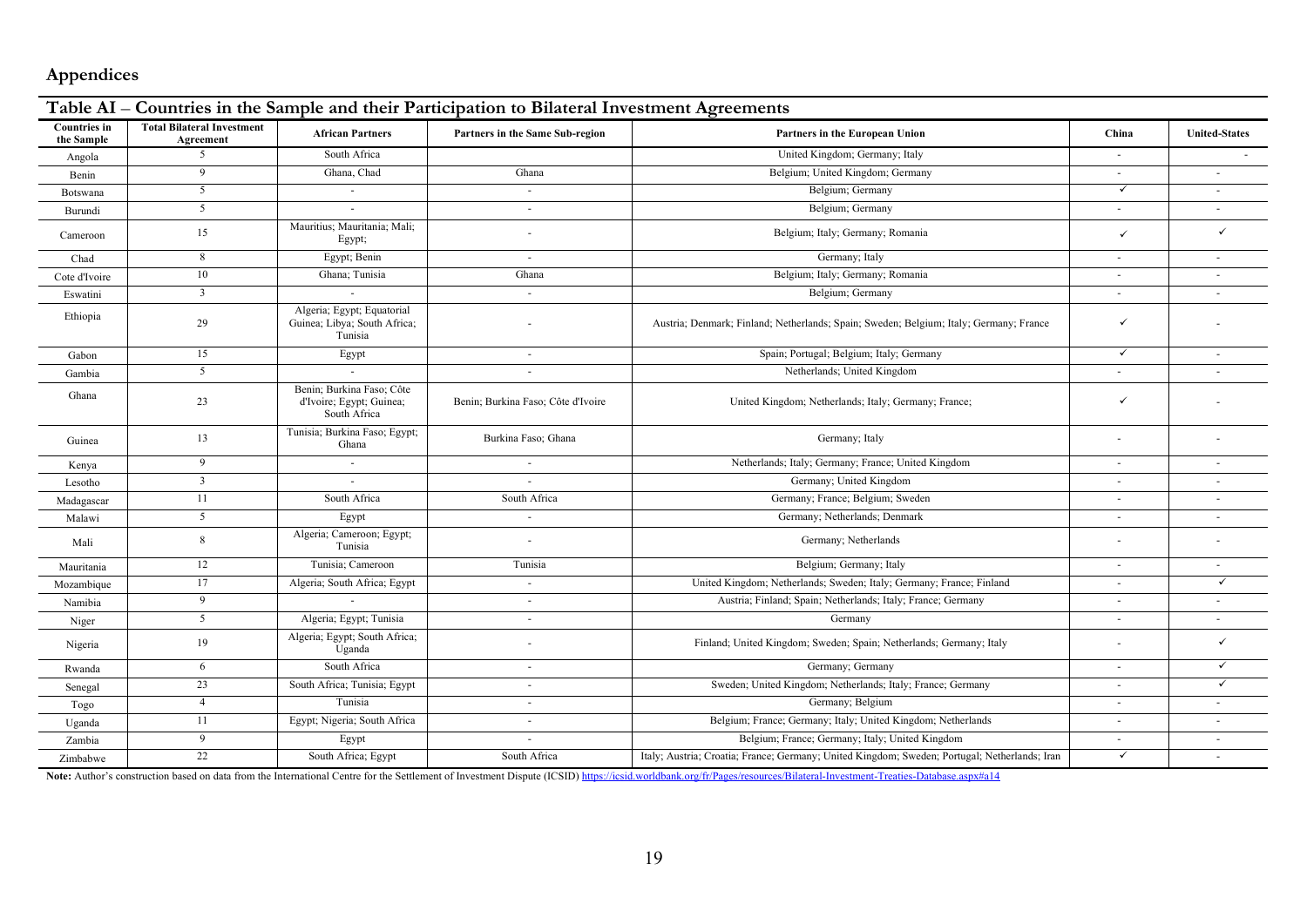## Appendices

**Table AI – Countries in the Sample and their Participation to Bilateral Investment Agreements**

| Countries in the Sample | Total Bilateral Investment Agreement | African Partners | Partners in the Same Sub-region | Partners in the European Union | China | United-States |
|---|---|---|---|---|---|---|
| Angola | 5 | South Africa | | United Kingdom; Germany; Italy | - | - |
| Benin | 9 | Ghana, Chad | Ghana | Belgium; United Kingdom; Germany | - | - |
| Botswana | 5 | - | - | Belgium; Germany | ✓ | - |
| Burundi | 5 | - | - | Belgium; Germany | - | - |
| Cameroon | 15 | Mauritius; Mauritania; Mali; Egypt; | - | Belgium; Italy; Germany; Romania | ✓ | ✓ |
| Chad | 8 | Egypt; Benin | - | Germany; Italy | - | - |
| Cote d'Ivoire | 10 | Ghana; Tunisia | Ghana | Belgium; Italy; Germany; Romania | - | - |
| Eswatini | 3 | - | - | Belgium; Germany | - | - |
| Ethiopia | 29 | Algeria; Egypt; Equatorial Guinea; Libya; South Africa; Tunisia | - | Austria; Denmark; Finland; Netherlands; Spain; Sweden; Belgium; Italy; Germany; France | ✓ | - |
| Gabon | 15 | Egypt | - | Spain; Portugal; Belgium; Italy; Germany | ✓ | - |
| Gambia | 5 | - | - | Netherlands; United Kingdom | - | - |
| Ghana | 23 | Benin; Burkina Faso; Côte d'Ivoire; Egypt; Guinea; South Africa | Benin; Burkina Faso; Côte d'Ivoire | United Kingdom; Netherlands; Italy; Germany; France; | ✓ | - |
| Guinea | 13 | Tunisia; Burkina Faso; Egypt; Ghana | Burkina Faso; Ghana | Germany; Italy | - | - |
| Kenya | 9 | - | - | Netherlands; Italy; Germany; France; United Kingdom | - | - |
| Lesotho | 3 | - | - | Germany; United Kingdom | - | - |
| Madagascar | 11 | South Africa | South Africa | Germany; France; Belgium; Sweden | - | - |
| Malawi | 5 | Egypt | - | Germany; Netherlands; Denmark | - | - |
| Mali | 8 | Algeria; Cameroon; Egypt; Tunisia | - | Germany; Netherlands | - | - |
| Mauritania | 12 | Tunisia; Cameroon | Tunisia | Belgium; Germany; Italy | - | - |
| Mozambique | 17 | Algeria; South Africa; Egypt | - | United Kingdom; Netherlands; Sweden; Italy; Germany; France; Finland | - | ✓ |
| Namibia | 9 | - | - | Austria; Finland; Spain; Netherlands; Italy; France; Germany | - | - |
| Niger | 5 | Algeria; Egypt; Tunisia | - | Germany | - | - |
| Nigeria | 19 | Algeria; Egypt; South Africa; Uganda | - | Finland; United Kingdom; Sweden; Spain; Netherlands; Germany; Italy | - | ✓ |
| Rwanda | 6 | South Africa | - | Germany; Germany | - | ✓ |
| Senegal | 23 | South Africa; Tunisia; Egypt | - | Sweden; United Kingdom; Netherlands; Italy; France; Germany | - | ✓ |
| Togo | 4 | Tunisia | - | Germany; Belgium | - | - |
| Uganda | 11 | Egypt; Nigeria; South Africa | - | Belgium; France; Germany; Italy; United Kingdom; Netherlands | - | - |
| Zambia | 9 | Egypt | - | Belgium; France; Germany; Italy; United Kingdom | - | - |
| Zimbabwe | 22 | South Africa; Egypt | South Africa | Italy; Austria; Croatia; France; Germany; United Kingdom; Sweden; Portugal; Netherlands; Iran | ✓ | - |

**Note:** Author's construction based on data from the International Centre for the Settlement of Investment Dispute (ICSID) https://icsid.worldbank.org/fr/Pages/resources/Bilateral-Investment-Treaties-Database.aspx#a14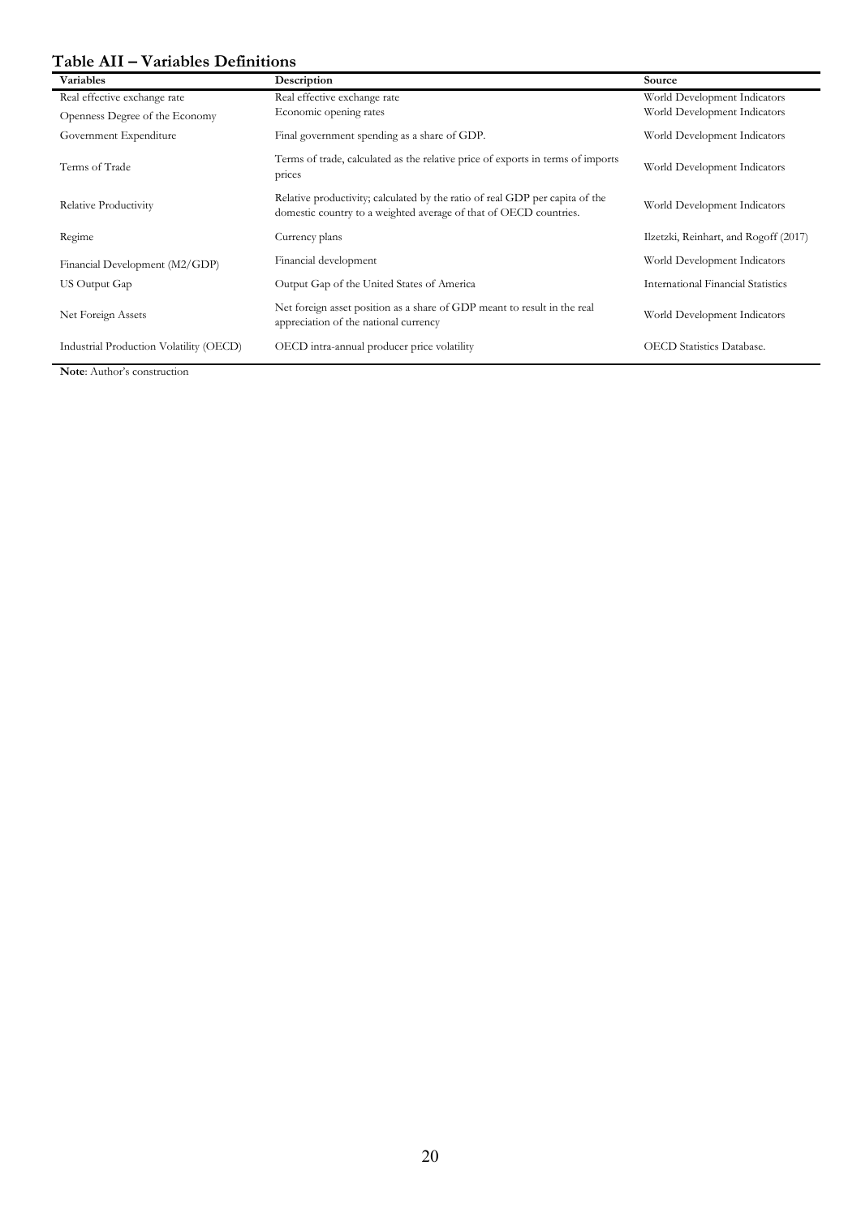## Table AII – Variables Definitions

| Variables | Description | Source |
|---|---|---|
| Real effective exchange rate | Real effective exchange rate | World Development Indicators |
| Openness Degree of the Economy | Economic opening rates | World Development Indicators |
| Government Expenditure | Final government spending as a share of GDP. | World Development Indicators |
| Terms of Trade | Terms of trade, calculated as the relative price of exports in terms of imports prices | World Development Indicators |
| Relative Productivity | Relative productivity; calculated by the ratio of real GDP per capita of the domestic country to a weighted average of that of OECD countries. | World Development Indicators |
| Regime | Currency plans | Ilzetzki, Reinhart, and Rogoff (2017) |
| Financial Development (M2/GDP) | Financial development | World Development Indicators |
| US Output Gap | Output Gap of the United States of America | International Financial Statistics |
| Net Foreign Assets | Net foreign asset position as a share of GDP meant to result in the real appreciation of the national currency | World Development Indicators |
| Industrial Production Volatility (OECD) | OECD intra-annual producer price volatility | OECD Statistics Database. |

**Note**: Author's construction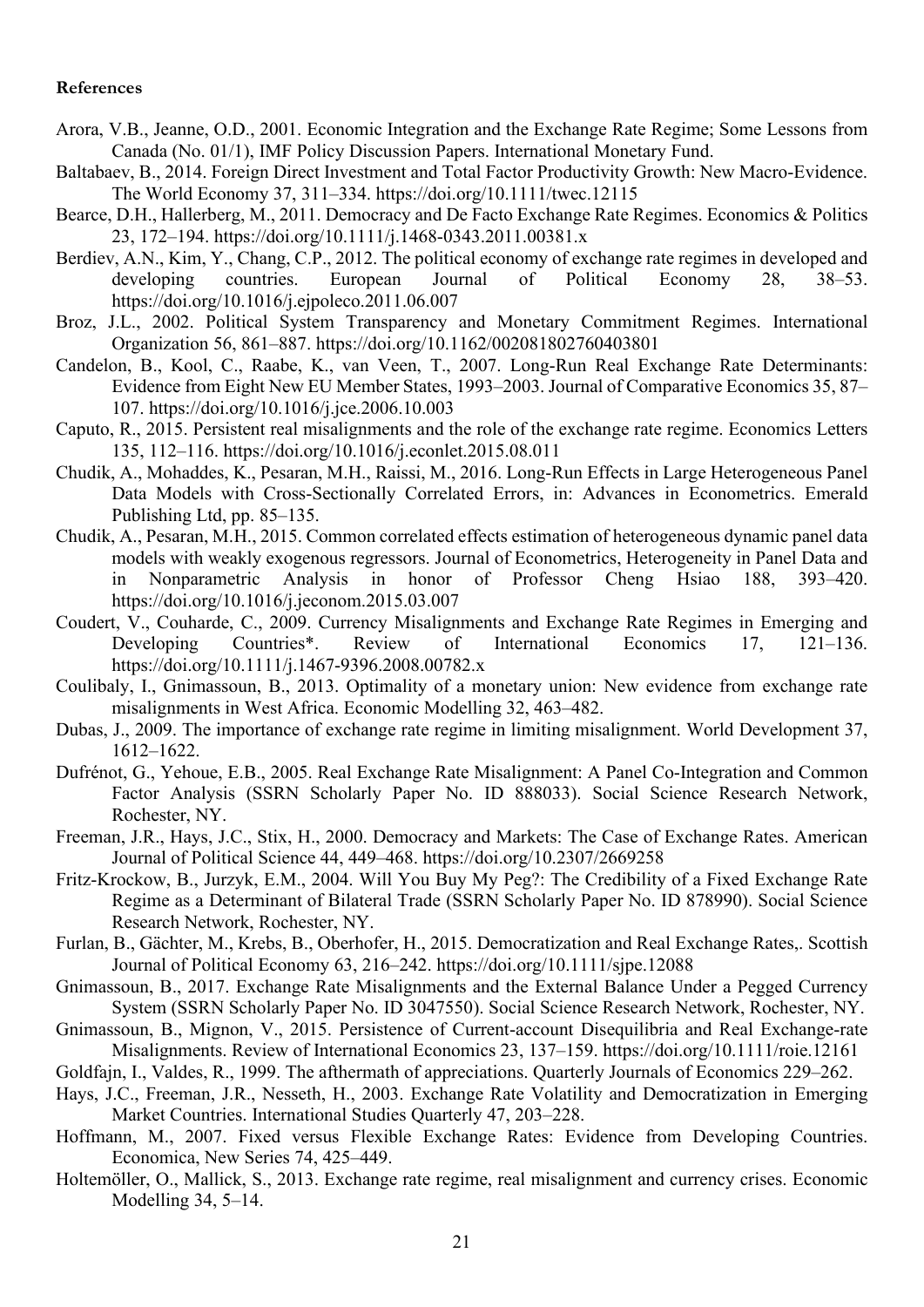**References**

Arora, V.B., Jeanne, O.D., 2001. Economic Integration and the Exchange Rate Regime; Some Lessons from Canada (No. 01/1), IMF Policy Discussion Papers. International Monetary Fund.

Baltabaev, B., 2014. Foreign Direct Investment and Total Factor Productivity Growth: New Macro-Evidence. The World Economy 37, 311–334. https://doi.org/10.1111/twec.12115

Bearce, D.H., Hallerberg, M., 2011. Democracy and De Facto Exchange Rate Regimes. Economics & Politics 23, 172–194. https://doi.org/10.1111/j.1468-0343.2011.00381.x

Berdiev, A.N., Kim, Y., Chang, C.P., 2012. The political economy of exchange rate regimes in developed and developing countries. European Journal of Political Economy 28, 38–53. https://doi.org/10.1016/j.ejpoleco.2011.06.007

Broz, J.L., 2002. Political System Transparency and Monetary Commitment Regimes. International Organization 56, 861–887. https://doi.org/10.1162/002081802760403801

Candelon, B., Kool, C., Raabe, K., van Veen, T., 2007. Long-Run Real Exchange Rate Determinants: Evidence from Eight New EU Member States, 1993–2003. Journal of Comparative Economics 35, 87–107. https://doi.org/10.1016/j.jce.2006.10.003

Caputo, R., 2015. Persistent real misalignments and the role of the exchange rate regime. Economics Letters 135, 112–116. https://doi.org/10.1016/j.econlet.2015.08.011

Chudik, A., Mohaddes, K., Pesaran, M.H., Raissi, M., 2016. Long-Run Effects in Large Heterogeneous Panel Data Models with Cross-Sectionally Correlated Errors, in: Advances in Econometrics. Emerald Publishing Ltd, pp. 85–135.

Chudik, A., Pesaran, M.H., 2015. Common correlated effects estimation of heterogeneous dynamic panel data models with weakly exogenous regressors. Journal of Econometrics, Heterogeneity in Panel Data and in Nonparametric Analysis in honor of Professor Cheng Hsiao 188, 393–420. https://doi.org/10.1016/j.jeconom.2015.03.007

Coudert, V., Couharde, C., 2009. Currency Misalignments and Exchange Rate Regimes in Emerging and Developing Countries*. Review of International Economics 17, 121–136. https://doi.org/10.1111/j.1467-9396.2008.00782.x

Coulibaly, I., Gnimassoun, B., 2013. Optimality of a monetary union: New evidence from exchange rate misalignments in West Africa. Economic Modelling 32, 463–482.

Dubas, J., 2009. The importance of exchange rate regime in limiting misalignment. World Development 37, 1612–1622.

Dufrénot, G., Yehoue, E.B., 2005. Real Exchange Rate Misalignment: A Panel Co-Integration and Common Factor Analysis (SSRN Scholarly Paper No. ID 888033). Social Science Research Network, Rochester, NY.

Freeman, J.R., Hays, J.C., Stix, H., 2000. Democracy and Markets: The Case of Exchange Rates. American Journal of Political Science 44, 449–468. https://doi.org/10.2307/2669258

Fritz-Krockow, B., Jurzyk, E.M., 2004. Will You Buy My Peg?: The Credibility of a Fixed Exchange Rate Regime as a Determinant of Bilateral Trade (SSRN Scholarly Paper No. ID 878990). Social Science Research Network, Rochester, NY.

Furlan, B., Gächter, M., Krebs, B., Oberhofer, H., 2015. Democratization and Real Exchange Rates,. Scottish Journal of Political Economy 63, 216–242. https://doi.org/10.1111/sjpe.12088

Gnimassoun, B., 2017. Exchange Rate Misalignments and the External Balance Under a Pegged Currency System (SSRN Scholarly Paper No. ID 3047550). Social Science Research Network, Rochester, NY.

Gnimassoun, B., Mignon, V., 2015. Persistence of Current-account Disequilibria and Real Exchange-rate Misalignments. Review of International Economics 23, 137–159. https://doi.org/10.1111/roie.12161

Goldfajn, I., Valdes, R., 1999. The afthermath of appreciations. Quarterly Journals of Economics 229–262.

Hays, J.C., Freeman, J.R., Nesseth, H., 2003. Exchange Rate Volatility and Democratization in Emerging Market Countries. International Studies Quarterly 47, 203–228.

Hoffmann, M., 2007. Fixed versus Flexible Exchange Rates: Evidence from Developing Countries. Economica, New Series 74, 425–449.

Holtemöller, O., Mallick, S., 2013. Exchange rate regime, real misalignment and currency crises. Economic Modelling 34, 5–14.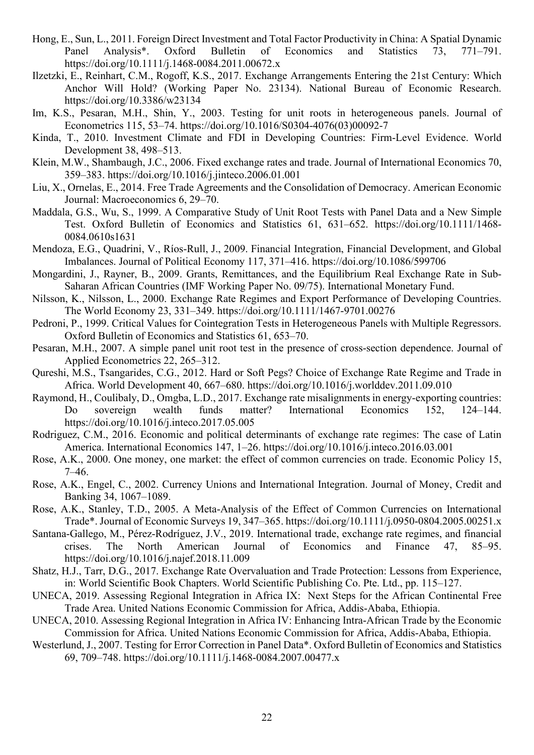Hong, E., Sun, L., 2011. Foreign Direct Investment and Total Factor Productivity in China: A Spatial Dynamic Panel Analysis*. Oxford Bulletin of Economics and Statistics 73, 771–791. https://doi.org/10.1111/j.1468-0084.2011.00672.x

Ilzetzki, E., Reinhart, C.M., Rogoff, K.S., 2017. Exchange Arrangements Entering the 21st Century: Which Anchor Will Hold? (Working Paper No. 23134). National Bureau of Economic Research. https://doi.org/10.3386/w23134

Im, K.S., Pesaran, M.H., Shin, Y., 2003. Testing for unit roots in heterogeneous panels. Journal of Econometrics 115, 53–74. https://doi.org/10.1016/S0304-4076(03)00092-7

Kinda, T., 2010. Investment Climate and FDI in Developing Countries: Firm-Level Evidence. World Development 38, 498–513.

Klein, M.W., Shambaugh, J.C., 2006. Fixed exchange rates and trade. Journal of International Economics 70, 359–383. https://doi.org/10.1016/j.jinteco.2006.01.001

Liu, X., Ornelas, E., 2014. Free Trade Agreements and the Consolidation of Democracy. American Economic Journal: Macroeconomics 6, 29–70.

Maddala, G.S., Wu, S., 1999. A Comparative Study of Unit Root Tests with Panel Data and a New Simple Test. Oxford Bulletin of Economics and Statistics 61, 631–652. https://doi.org/10.1111/1468-0084.0610s1631

Mendoza, E.G., Quadrini, V., Ríos-Rull, J., 2009. Financial Integration, Financial Development, and Global Imbalances. Journal of Political Economy 117, 371–416. https://doi.org/10.1086/599706

Mongardini, J., Rayner, B., 2009. Grants, Remittances, and the Equilibrium Real Exchange Rate in Sub-Saharan African Countries (IMF Working Paper No. 09/75). International Monetary Fund.

Nilsson, K., Nilsson, L., 2000. Exchange Rate Regimes and Export Performance of Developing Countries. The World Economy 23, 331–349. https://doi.org/10.1111/1467-9701.00276

Pedroni, P., 1999. Critical Values for Cointegration Tests in Heterogeneous Panels with Multiple Regressors. Oxford Bulletin of Economics and Statistics 61, 653–70.

Pesaran, M.H., 2007. A simple panel unit root test in the presence of cross-section dependence. Journal of Applied Econometrics 22, 265–312.

Qureshi, M.S., Tsangarides, C.G., 2012. Hard or Soft Pegs? Choice of Exchange Rate Regime and Trade in Africa. World Development 40, 667–680. https://doi.org/10.1016/j.worlddev.2011.09.010

Raymond, H., Coulibaly, D., Omgba, L.D., 2017. Exchange rate misalignments in energy-exporting countries: Do sovereign wealth funds matter? International Economics 152, 124–144. https://doi.org/10.1016/j.inteco.2017.05.005

Rodriguez, C.M., 2016. Economic and political determinants of exchange rate regimes: The case of Latin America. International Economics 147, 1–26. https://doi.org/10.1016/j.inteco.2016.03.001

Rose, A.K., 2000. One money, one market: the effect of common currencies on trade. Economic Policy 15, 7–46.

Rose, A.K., Engel, C., 2002. Currency Unions and International Integration. Journal of Money, Credit and Banking 34, 1067–1089.

Rose, A.K., Stanley, T.D., 2005. A Meta-Analysis of the Effect of Common Currencies on International Trade*. Journal of Economic Surveys 19, 347–365. https://doi.org/10.1111/j.0950-0804.2005.00251.x

Santana-Gallego, M., Pérez-Rodríguez, J.V., 2019. International trade, exchange rate regimes, and financial crises. The North American Journal of Economics and Finance 47, 85–95. https://doi.org/10.1016/j.najef.2018.11.009

Shatz, H.J., Tarr, D.G., 2017. Exchange Rate Overvaluation and Trade Protection: Lessons from Experience, in: World Scientific Book Chapters. World Scientific Publishing Co. Pte. Ltd., pp. 115–127.

UNECA, 2019. Assessing Regional Integration in Africa IX: Next Steps for the African Continental Free Trade Area. United Nations Economic Commission for Africa, Addis-Ababa, Ethiopia.

UNECA, 2010. Assessing Regional Integration in Africa IV: Enhancing Intra-African Trade by the Economic Commission for Africa. United Nations Economic Commission for Africa, Addis-Ababa, Ethiopia.

Westerlund, J., 2007. Testing for Error Correction in Panel Data*. Oxford Bulletin of Economics and Statistics 69, 709–748. https://doi.org/10.1111/j.1468-0084.2007.00477.x